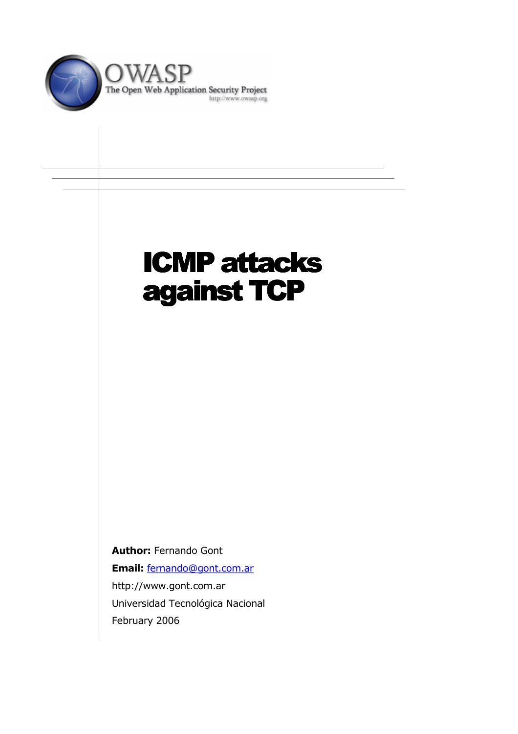OWASP

The Open Web Application Security Project

http://www.owasp.org

# ICMP attacks against TCP

**Author:** Fernando Gont

**Email:** fernando@gont.com.ar

http://www.gont.com.ar

Universidad Tecnológica Nacional

February 2006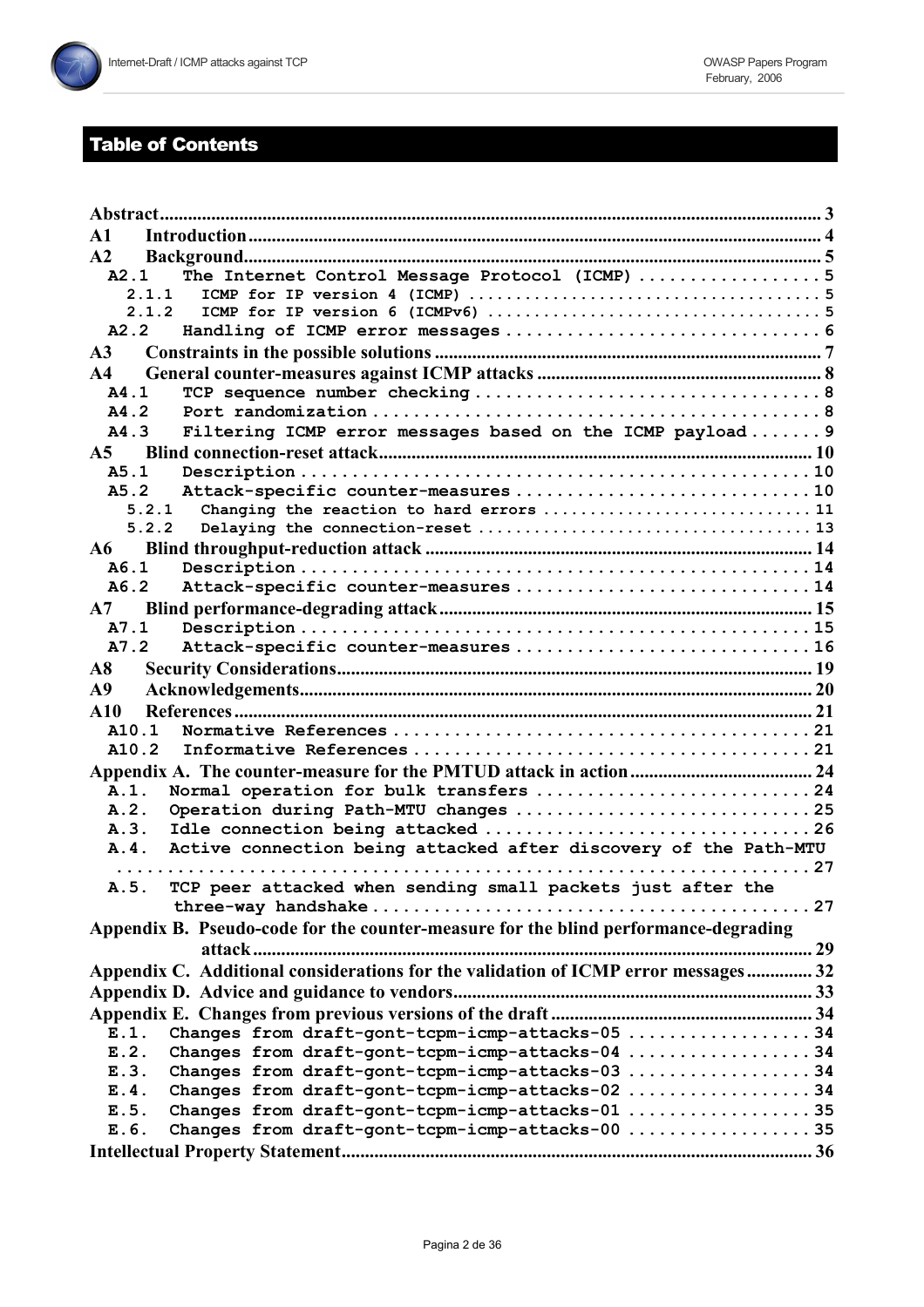## Table of Contents

- Abstract ... 3
- A1 Introduction ... 4
- A2 Background ... 5
  - A2.1 The Internet Control Message Protocol (ICMP) ... 5
    - 2.1.1 ICMP for IP version 4 (ICMP) ... 5
    - 2.1.2 ICMP for IP version 6 (ICMPv6) ... 5
  - A2.2 Handling of ICMP error messages ... 6
- A3 Constraints in the possible solutions ... 7
- A4 General counter-measures against ICMP attacks ... 8
  - A4.1 TCP sequence number checking ... 8
  - A4.2 Port randomization ... 8
  - A4.3 Filtering ICMP error messages based on the ICMP payload ... 9
- A5 Blind connection-reset attack ... 10
  - A5.1 Description ... 10
  - A5.2 Attack-specific counter-measures ... 10
    - 5.2.1 Changing the reaction to hard errors ... 11
    - 5.2.2 Delaying the connection-reset ... 13
- A6 Blind throughput-reduction attack ... 14
  - A6.1 Description ... 14
  - A6.2 Attack-specific counter-measures ... 14
- A7 Blind performance-degrading attack ... 15
  - A7.1 Description ... 15
  - A7.2 Attack-specific counter-measures ... 16
- A8 Security Considerations ... 19
- A9 Acknowledgements ... 20
- A10 References ... 21
  - A10.1 Normative References ... 21
  - A10.2 Informative References ... 21
- Appendix A. The counter-measure for the PMTUD attack in action ... 24
  - A.1. Normal operation for bulk transfers ... 24
  - A.2. Operation during Path-MTU changes ... 25
  - A.3. Idle connection being attacked ... 26
  - A.4. Active connection being attacked after discovery of the Path-MTU ... 27
  - A.5. TCP peer attacked when sending small packets just after the three-way handshake ... 27
- Appendix B. Pseudo-code for the counter-measure for the blind performance-degrading attack ... 29
- Appendix C. Additional considerations for the validation of ICMP error messages ... 32
- Appendix D. Advice and guidance to vendors ... 33
- Appendix E. Changes from previous versions of the draft ... 34
  - E.1. Changes from draft-gont-tcpm-icmp-attacks-05 ... 34
  - E.2. Changes from draft-gont-tcpm-icmp-attacks-04 ... 34
  - E.3. Changes from draft-gont-tcpm-icmp-attacks-03 ... 34
  - E.4. Changes from draft-gont-tcpm-icmp-attacks-02 ... 34
  - E.5. Changes from draft-gont-tcpm-icmp-attacks-01 ... 35
  - E.6. Changes from draft-gont-tcpm-icmp-attacks-00 ... 35
- Intellectual Property Statement ... 36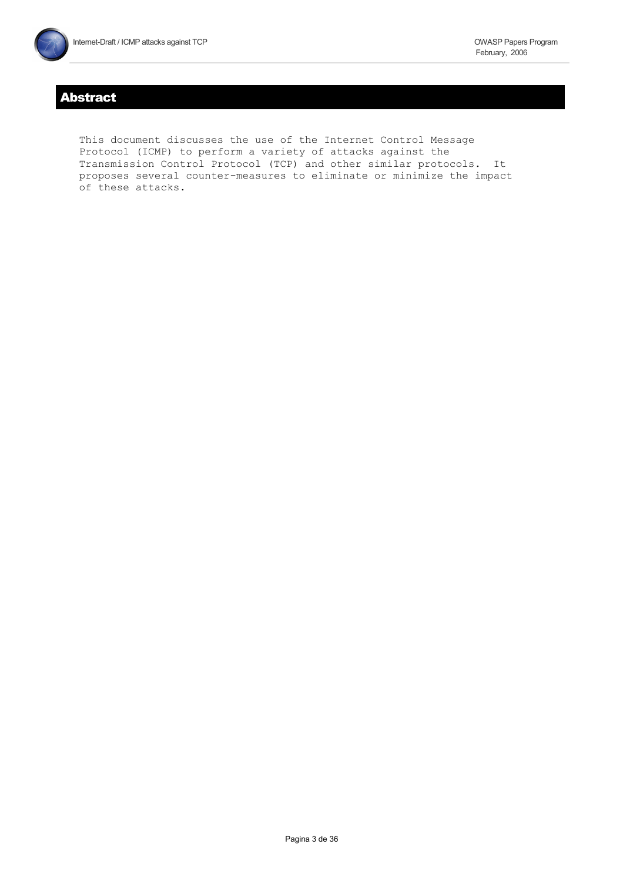# Abstract

This document discusses the use of the Internet Control Message Protocol (ICMP) to perform a variety of attacks against the Transmission Control Protocol (TCP) and other similar protocols. It proposes several counter-measures to eliminate or minimize the impact of these attacks.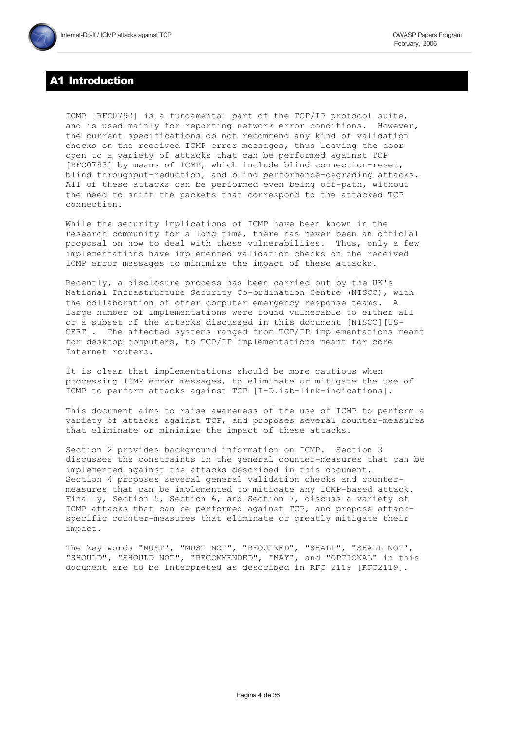# A1 Introduction

ICMP [RFC0792] is a fundamental part of the TCP/IP protocol suite, and is used mainly for reporting network error conditions. However, the current specifications do not recommend any kind of validation checks on the received ICMP error messages, thus leaving the door open to a variety of attacks that can be performed against TCP [RFC0793] by means of ICMP, which include blind connection-reset, blind throughput-reduction, and blind performance-degrading attacks. All of these attacks can be performed even being off-path, without the need to sniff the packets that correspond to the attacked TCP connection.

While the security implications of ICMP have been known in the research community for a long time, there has never been an official proposal on how to deal with these vulnerabiliies. Thus, only a few implementations have implemented validation checks on the received ICMP error messages to minimize the impact of these attacks.

Recently, a disclosure process has been carried out by the UK's National Infrastructure Security Co-ordination Centre (NISCC), with the collaboration of other computer emergency response teams. A large number of implementations were found vulnerable to either all or a subset of the attacks discussed in this document [NISCC][US-CERT]. The affected systems ranged from TCP/IP implementations meant for desktop computers, to TCP/IP implementations meant for core Internet routers.

It is clear that implementations should be more cautious when processing ICMP error messages, to eliminate or mitigate the use of ICMP to perform attacks against TCP [I-D.iab-link-indications].

This document aims to raise awareness of the use of ICMP to perform a variety of attacks against TCP, and proposes several counter-measures that eliminate or minimize the impact of these attacks.

Section 2 provides background information on ICMP. Section 3 discusses the constraints in the general counter-measures that can be implemented against the attacks described in this document. Section 4 proposes several general validation checks and counter-measures that can be implemented to mitigate any ICMP-based attack. Finally, Section 5, Section 6, and Section 7, discuss a variety of ICMP attacks that can be performed against TCP, and propose attack-specific counter-measures that eliminate or greatly mitigate their impact.

The key words "MUST", "MUST NOT", "REQUIRED", "SHALL", "SHALL NOT", "SHOULD", "SHOULD NOT", "RECOMMENDED", "MAY", and "OPTIONAL" in this document are to be interpreted as described in RFC 2119 [RFC2119].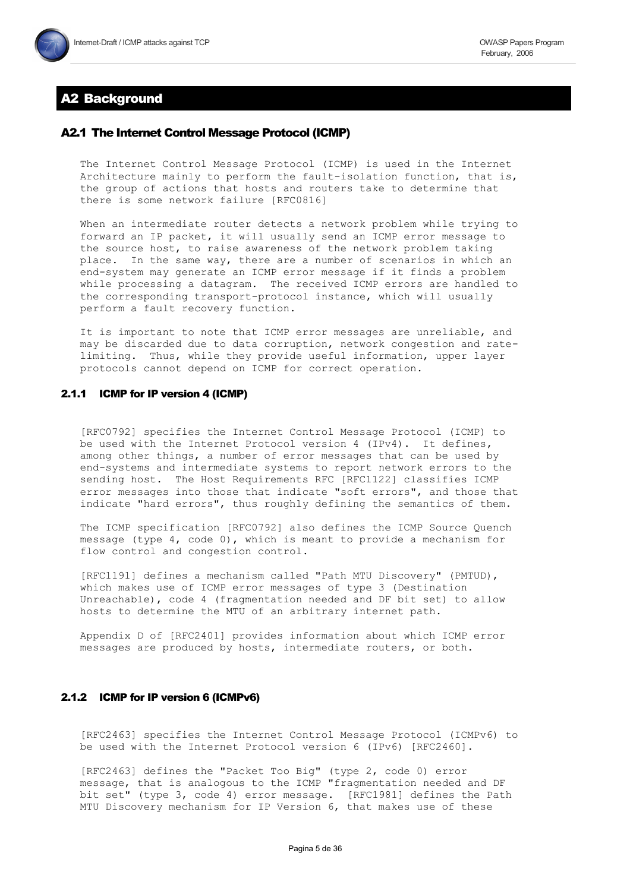## A2 Background

### A2.1 The Internet Control Message Protocol (ICMP)

The Internet Control Message Protocol (ICMP) is used in the Internet Architecture mainly to perform the fault-isolation function, that is, the group of actions that hosts and routers take to determine that there is some network failure [RFC0816]

When an intermediate router detects a network problem while trying to forward an IP packet, it will usually send an ICMP error message to the source host, to raise awareness of the network problem taking place. In the same way, there are a number of scenarios in which an end-system may generate an ICMP error message if it finds a problem while processing a datagram. The received ICMP errors are handled to the corresponding transport-protocol instance, which will usually perform a fault recovery function.

It is important to note that ICMP error messages are unreliable, and may be discarded due to data corruption, network congestion and rate-limiting. Thus, while they provide useful information, upper layer protocols cannot depend on ICMP for correct operation.

#### 2.1.1 ICMP for IP version 4 (ICMP)

[RFC0792] specifies the Internet Control Message Protocol (ICMP) to be used with the Internet Protocol version 4 (IPv4). It defines, among other things, a number of error messages that can be used by end-systems and intermediate systems to report network errors to the sending host. The Host Requirements RFC [RFC1122] classifies ICMP error messages into those that indicate "soft errors", and those that indicate "hard errors", thus roughly defining the semantics of them.

The ICMP specification [RFC0792] also defines the ICMP Source Quench message (type 4, code 0), which is meant to provide a mechanism for flow control and congestion control.

[RFC1191] defines a mechanism called "Path MTU Discovery" (PMTUD), which makes use of ICMP error messages of type 3 (Destination Unreachable), code 4 (fragmentation needed and DF bit set) to allow hosts to determine the MTU of an arbitrary internet path.

Appendix D of [RFC2401] provides information about which ICMP error messages are produced by hosts, intermediate routers, or both.

#### 2.1.2 ICMP for IP version 6 (ICMPv6)

[RFC2463] specifies the Internet Control Message Protocol (ICMPv6) to be used with the Internet Protocol version 6 (IPv6) [RFC2460].

[RFC2463] defines the "Packet Too Big" (type 2, code 0) error message, that is analogous to the ICMP "fragmentation needed and DF bit set" (type 3, code 4) error message. [RFC1981] defines the Path MTU Discovery mechanism for IP Version 6, that makes use of these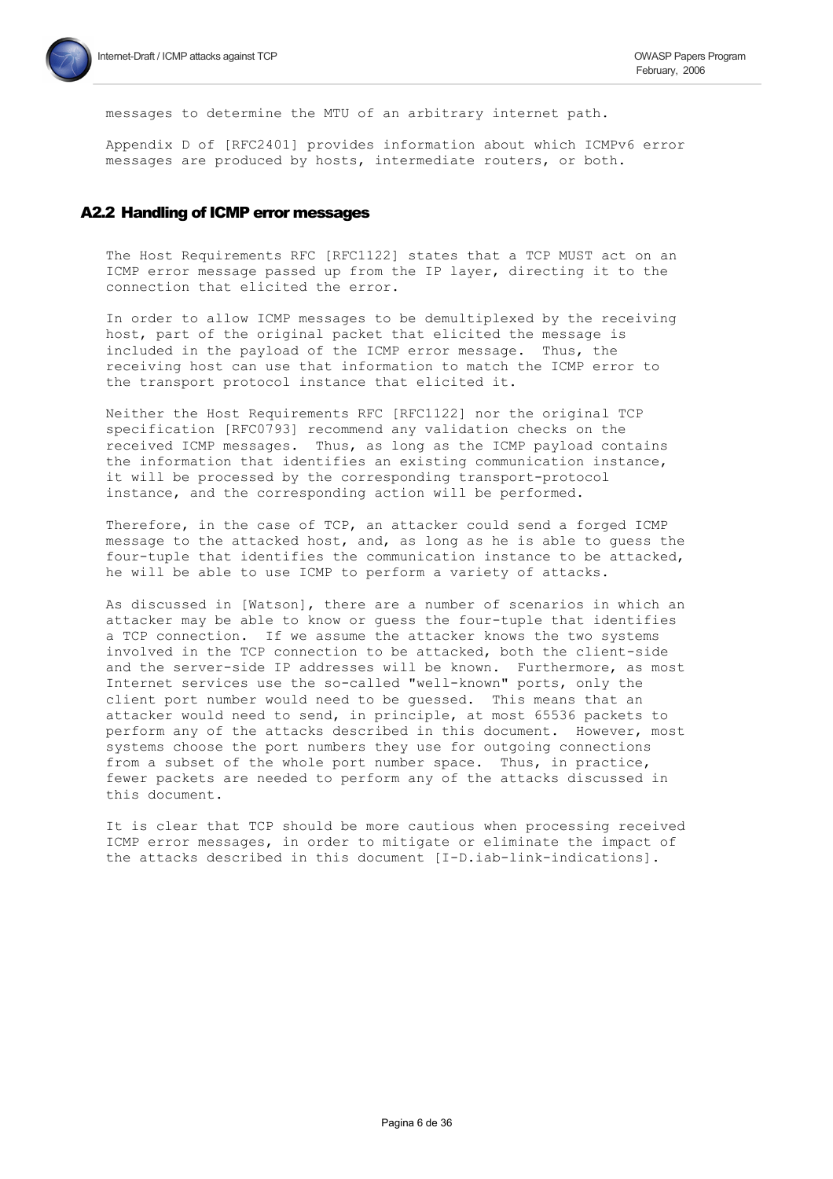messages to determine the MTU of an arbitrary internet path.

Appendix D of [RFC2401] provides information about which ICMPv6 error messages are produced by hosts, intermediate routers, or both.

## A2.2 Handling of ICMP error messages

The Host Requirements RFC [RFC1122] states that a TCP MUST act on an ICMP error message passed up from the IP layer, directing it to the connection that elicited the error.

In order to allow ICMP messages to be demultiplexed by the receiving host, part of the original packet that elicited the message is included in the payload of the ICMP error message. Thus, the receiving host can use that information to match the ICMP error to the transport protocol instance that elicited it.

Neither the Host Requirements RFC [RFC1122] nor the original TCP specification [RFC0793] recommend any validation checks on the received ICMP messages. Thus, as long as the ICMP payload contains the information that identifies an existing communication instance, it will be processed by the corresponding transport-protocol instance, and the corresponding action will be performed.

Therefore, in the case of TCP, an attacker could send a forged ICMP message to the attacked host, and, as long as he is able to guess the four-tuple that identifies the communication instance to be attacked, he will be able to use ICMP to perform a variety of attacks.

As discussed in [Watson], there are a number of scenarios in which an attacker may be able to know or guess the four-tuple that identifies a TCP connection. If we assume the attacker knows the two systems involved in the TCP connection to be attacked, both the client-side and the server-side IP addresses will be known. Furthermore, as most Internet services use the so-called "well-known" ports, only the client port number would need to be guessed. This means that an attacker would need to send, in principle, at most 65536 packets to perform any of the attacks described in this document. However, most systems choose the port numbers they use for outgoing connections from a subset of the whole port number space. Thus, in practice, fewer packets are needed to perform any of the attacks discussed in this document.

It is clear that TCP should be more cautious when processing received ICMP error messages, in order to mitigate or eliminate the impact of the attacks described in this document [I-D.iab-link-indications].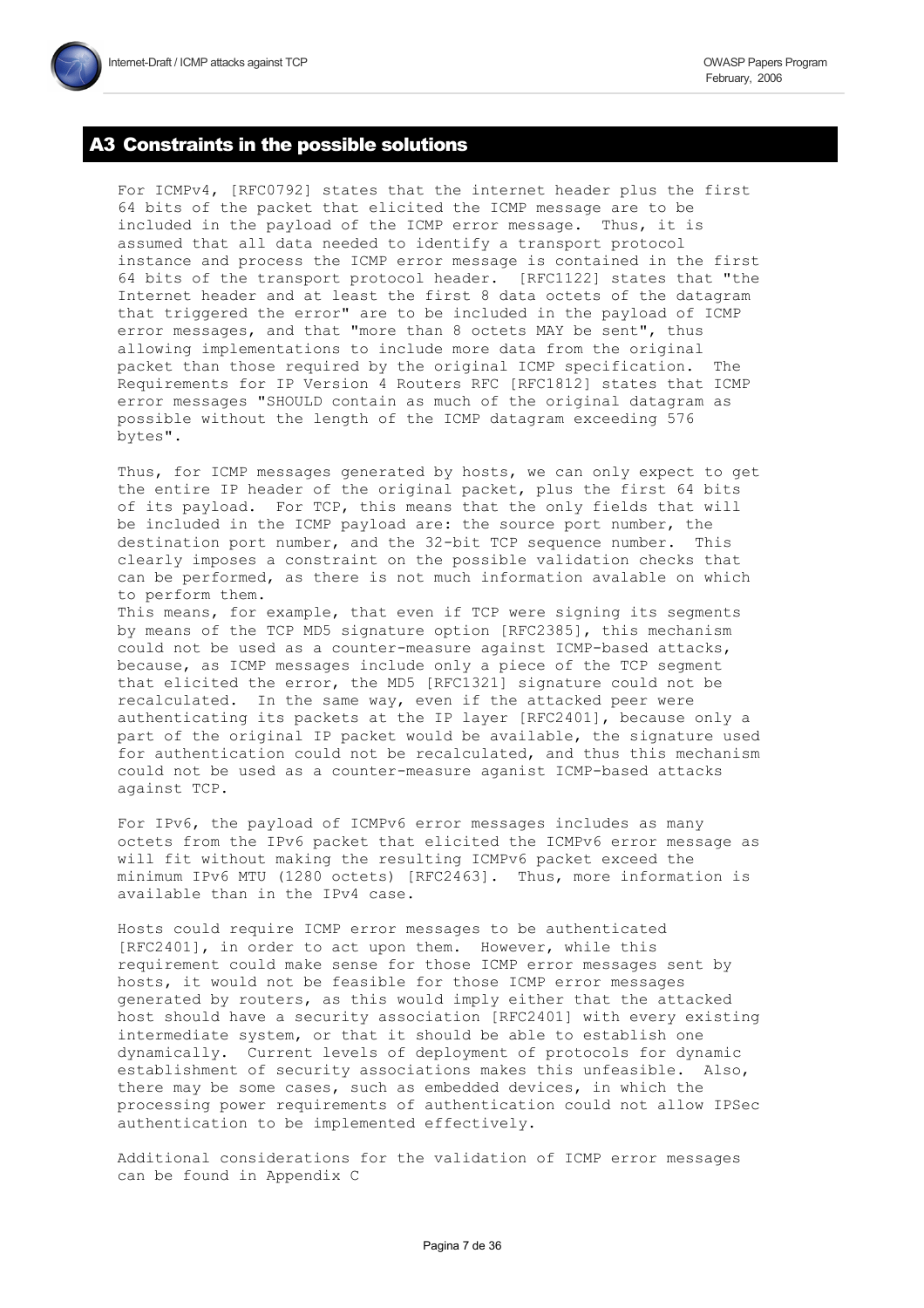## A3 Constraints in the possible solutions

For ICMPv4, [RFC0792] states that the internet header plus the first 64 bits of the packet that elicited the ICMP message are to be included in the payload of the ICMP error message. Thus, it is assumed that all data needed to identify a transport protocol instance and process the ICMP error message is contained in the first 64 bits of the transport protocol header. [RFC1122] states that "the Internet header and at least the first 8 data octets of the datagram that triggered the error" are to be included in the payload of ICMP error messages, and that "more than 8 octets MAY be sent", thus allowing implementations to include more data from the original packet than those required by the original ICMP specification. The Requirements for IP Version 4 Routers RFC [RFC1812] states that ICMP error messages "SHOULD contain as much of the original datagram as possible without the length of the ICMP datagram exceeding 576 bytes".

Thus, for ICMP messages generated by hosts, we can only expect to get the entire IP header of the original packet, plus the first 64 bits of its payload. For TCP, this means that the only fields that will be included in the ICMP payload are: the source port number, the destination port number, and the 32-bit TCP sequence number. This clearly imposes a constraint on the possible validation checks that can be performed, as there is not much information avalable on which to perform them.
This means, for example, that even if TCP were signing its segments by means of the TCP MD5 signature option [RFC2385], this mechanism could not be used as a counter-measure against ICMP-based attacks, because, as ICMP messages include only a piece of the TCP segment that elicited the error, the MD5 [RFC1321] signature could not be recalculated. In the same way, even if the attacked peer were authenticating its packets at the IP layer [RFC2401], because only a part of the original IP packet would be available, the signature used for authentication could not be recalculated, and thus this mechanism could not be used as a counter-measure aganist ICMP-based attacks against TCP.

For IPv6, the payload of ICMPv6 error messages includes as many octets from the IPv6 packet that elicited the ICMPv6 error message as will fit without making the resulting ICMPv6 packet exceed the minimum IPv6 MTU (1280 octets) [RFC2463]. Thus, more information is available than in the IPv4 case.

Hosts could require ICMP error messages to be authenticated [RFC2401], in order to act upon them. However, while this requirement could make sense for those ICMP error messages sent by hosts, it would not be feasible for those ICMP error messages generated by routers, as this would imply either that the attacked host should have a security association [RFC2401] with every existing intermediate system, or that it should be able to establish one dynamically. Current levels of deployment of protocols for dynamic establishment of security associations makes this unfeasible. Also, there may be some cases, such as embedded devices, in which the processing power requirements of authentication could not allow IPSec authentication to be implemented effectively.

Additional considerations for the validation of ICMP error messages can be found in Appendix C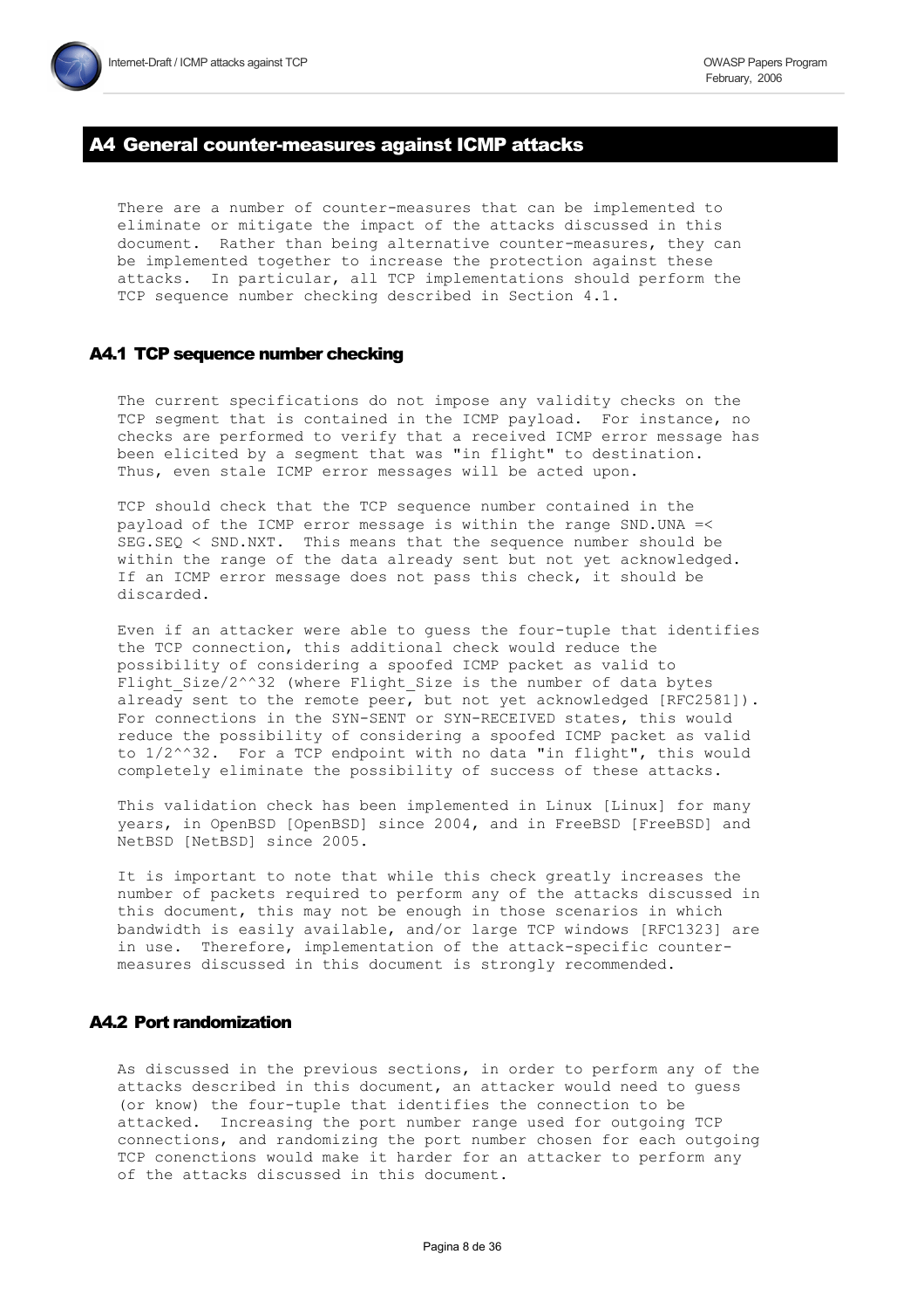## A4 General counter-measures against ICMP attacks

There are a number of counter-measures that can be implemented to eliminate or mitigate the impact of the attacks discussed in this document. Rather than being alternative counter-measures, they can be implemented together to increase the protection against these attacks. In particular, all TCP implementations should perform the TCP sequence number checking described in Section 4.1.

### A4.1 TCP sequence number checking

The current specifications do not impose any validity checks on the TCP segment that is contained in the ICMP payload. For instance, no checks are performed to verify that a received ICMP error message has been elicited by a segment that was "in flight" to destination. Thus, even stale ICMP error messages will be acted upon.

TCP should check that the TCP sequence number contained in the payload of the ICMP error message is within the range SND.UNA =< SEG.SEQ < SND.NXT. This means that the sequence number should be within the range of the data already sent but not yet acknowledged. If an ICMP error message does not pass this check, it should be discarded.

Even if an attacker were able to guess the four-tuple that identifies the TCP connection, this additional check would reduce the possibility of considering a spoofed ICMP packet as valid to Flight_Size/2^^32 (where Flight_Size is the number of data bytes already sent to the remote peer, but not yet acknowledged [RFC2581]). For connections in the SYN-SENT or SYN-RECEIVED states, this would reduce the possibility of considering a spoofed ICMP packet as valid to 1/2^^32. For a TCP endpoint with no data "in flight", this would completely eliminate the possibility of success of these attacks.

This validation check has been implemented in Linux [Linux] for many years, in OpenBSD [OpenBSD] since 2004, and in FreeBSD [FreeBSD] and NetBSD [NetBSD] since 2005.

It is important to note that while this check greatly increases the number of packets required to perform any of the attacks discussed in this document, this may not be enough in those scenarios in which bandwidth is easily available, and/or large TCP windows [RFC1323] are in use. Therefore, implementation of the attack-specific counter-measures discussed in this document is strongly recommended.

### A4.2 Port randomization

As discussed in the previous sections, in order to perform any of the attacks described in this document, an attacker would need to guess (or know) the four-tuple that identifies the connection to be attacked. Increasing the port number range used for outgoing TCP connections, and randomizing the port number chosen for each outgoing TCP conenctions would make it harder for an attacker to perform any of the attacks discussed in this document.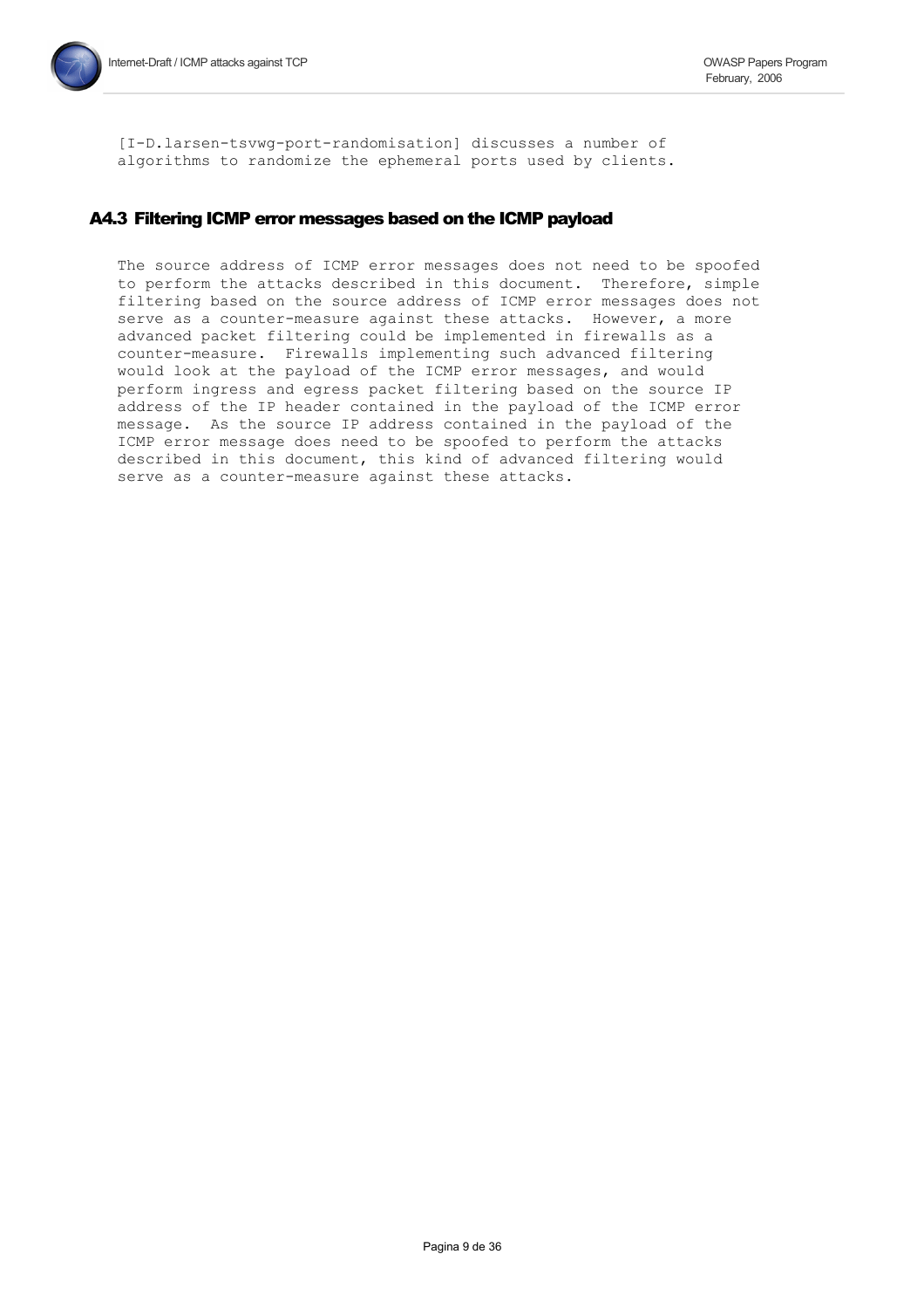[I-D.larsen-tsvwg-port-randomisation] discusses a number of algorithms to randomize the ephemeral ports used by clients.

## A4.3 Filtering ICMP error messages based on the ICMP payload

The source address of ICMP error messages does not need to be spoofed to perform the attacks described in this document. Therefore, simple filtering based on the source address of ICMP error messages does not serve as a counter-measure against these attacks. However, a more advanced packet filtering could be implemented in firewalls as a counter-measure. Firewalls implementing such advanced filtering would look at the payload of the ICMP error messages, and would perform ingress and egress packet filtering based on the source IP address of the IP header contained in the payload of the ICMP error message. As the source IP address contained in the payload of the ICMP error message does need to be spoofed to perform the attacks described in this document, this kind of advanced filtering would serve as a counter-measure against these attacks.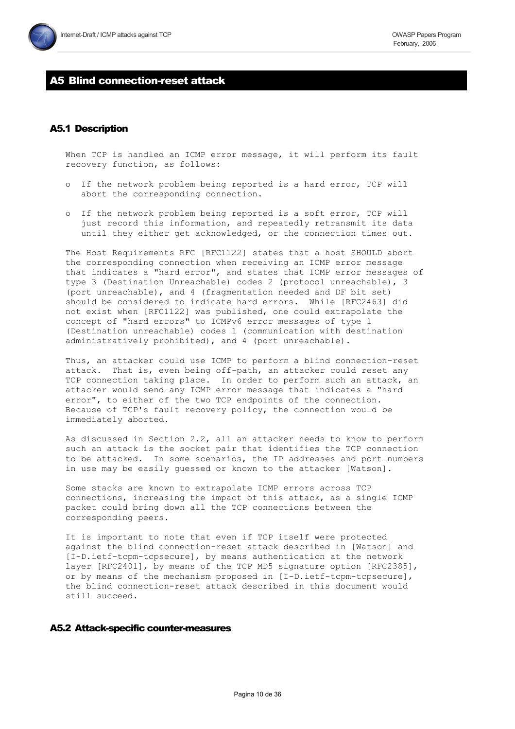## A5 Blind connection-reset attack

### A5.1 Description

When TCP is handled an ICMP error message, it will perform its fault recovery function, as follows:

- o If the network problem being reported is a hard error, TCP will abort the corresponding connection.
- o If the network problem being reported is a soft error, TCP will just record this information, and repeatedly retransmit its data until they either get acknowledged, or the connection times out.

The Host Requirements RFC [RFC1122] states that a host SHOULD abort the corresponding connection when receiving an ICMP error message that indicates a "hard error", and states that ICMP error messages of type 3 (Destination Unreachable) codes 2 (protocol unreachable), 3 (port unreachable), and 4 (fragmentation needed and DF bit set) should be considered to indicate hard errors. While [RFC2463] did not exist when [RFC1122] was published, one could extrapolate the concept of "hard errors" to ICMPv6 error messages of type 1 (Destination unreachable) codes 1 (communication with destination administratively prohibited), and 4 (port unreachable).

Thus, an attacker could use ICMP to perform a blind connection-reset attack. That is, even being off-path, an attacker could reset any TCP connection taking place. In order to perform such an attack, an attacker would send any ICMP error message that indicates a "hard error", to either of the two TCP endpoints of the connection. Because of TCP's fault recovery policy, the connection would be immediately aborted.

As discussed in Section 2.2, all an attacker needs to know to perform such an attack is the socket pair that identifies the TCP connection to be attacked. In some scenarios, the IP addresses and port numbers in use may be easily guessed or known to the attacker [Watson].

Some stacks are known to extrapolate ICMP errors across TCP connections, increasing the impact of this attack, as a single ICMP packet could bring down all the TCP connections between the corresponding peers.

It is important to note that even if TCP itself were protected against the blind connection-reset attack described in [Watson] and [I-D.ietf-tcpm-tcpsecure], by means authentication at the network layer [RFC2401], by means of the TCP MD5 signature option [RFC2385], or by means of the mechanism proposed in [I-D.ietf-tcpm-tcpsecure], the blind connection-reset attack described in this document would still succeed.

### A5.2 Attack-specific counter-measures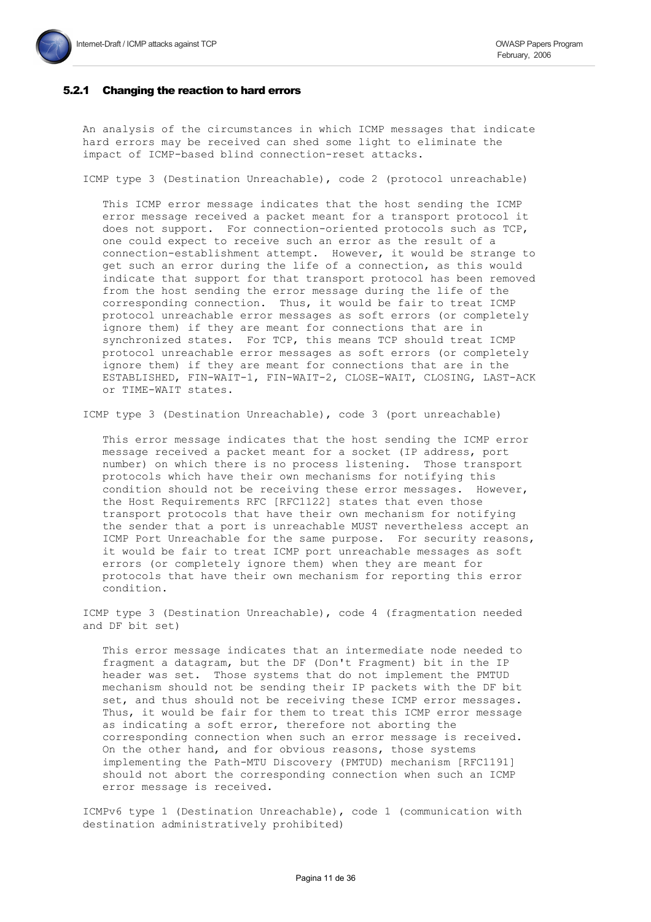### 5.2.1 Changing the reaction to hard errors

An analysis of the circumstances in which ICMP messages that indicate hard errors may be received can shed some light to eliminate the impact of ICMP-based blind connection-reset attacks.

ICMP type 3 (Destination Unreachable), code 2 (protocol unreachable)

This ICMP error message indicates that the host sending the ICMP error message received a packet meant for a transport protocol it does not support. For connection-oriented protocols such as TCP, one could expect to receive such an error as the result of a connection-establishment attempt. However, it would be strange to get such an error during the life of a connection, as this would indicate that support for that transport protocol has been removed from the host sending the error message during the life of the corresponding connection. Thus, it would be fair to treat ICMP protocol unreachable error messages as soft errors (or completely ignore them) if they are meant for connections that are in synchronized states. For TCP, this means TCP should treat ICMP protocol unreachable error messages as soft errors (or completely ignore them) if they are meant for connections that are in the ESTABLISHED, FIN-WAIT-1, FIN-WAIT-2, CLOSE-WAIT, CLOSING, LAST-ACK or TIME-WAIT states.

ICMP type 3 (Destination Unreachable), code 3 (port unreachable)

This error message indicates that the host sending the ICMP error message received a packet meant for a socket (IP address, port number) on which there is no process listening. Those transport protocols which have their own mechanisms for notifying this condition should not be receiving these error messages. However, the Host Requirements RFC [RFC1122] states that even those transport protocols that have their own mechanism for notifying the sender that a port is unreachable MUST nevertheless accept an ICMP Port Unreachable for the same purpose. For security reasons, it would be fair to treat ICMP port unreachable messages as soft errors (or completely ignore them) when they are meant for protocols that have their own mechanism for reporting this error condition.

ICMP type 3 (Destination Unreachable), code 4 (fragmentation needed and DF bit set)

This error message indicates that an intermediate node needed to fragment a datagram, but the DF (Don't Fragment) bit in the IP header was set. Those systems that do not implement the PMTUD mechanism should not be sending their IP packets with the DF bit set, and thus should not be receiving these ICMP error messages. Thus, it would be fair for them to treat this ICMP error message as indicating a soft error, therefore not aborting the corresponding connection when such an error message is received. On the other hand, and for obvious reasons, those systems implementing the Path-MTU Discovery (PMTUD) mechanism [RFC1191] should not abort the corresponding connection when such an ICMP error message is received.

ICMPv6 type 1 (Destination Unreachable), code 1 (communication with destination administratively prohibited)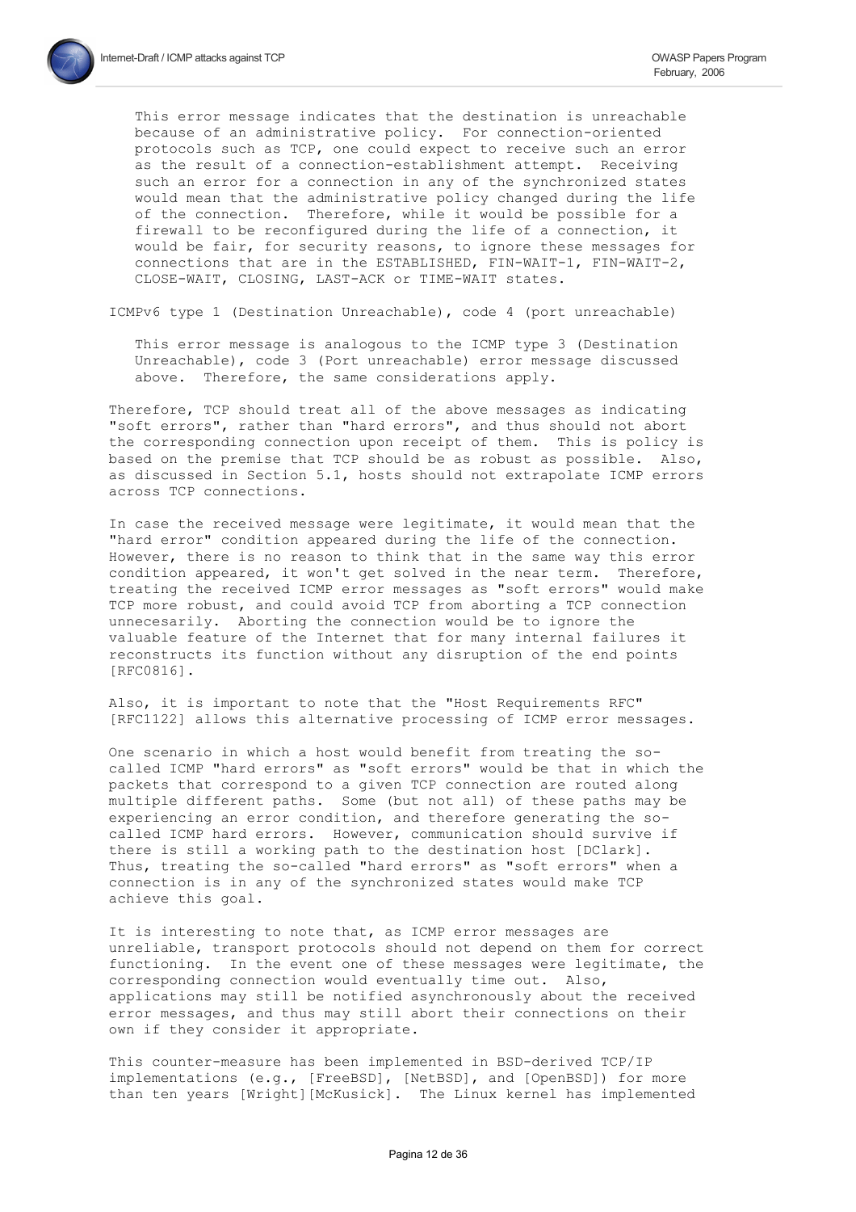This error message indicates that the destination is unreachable because of an administrative policy. For connection-oriented protocols such as TCP, one could expect to receive such an error as the result of a connection-establishment attempt. Receiving such an error for a connection in any of the synchronized states would mean that the administrative policy changed during the life of the connection. Therefore, while it would be possible for a firewall to be reconfigured during the life of a connection, it would be fair, for security reasons, to ignore these messages for connections that are in the ESTABLISHED, FIN-WAIT-1, FIN-WAIT-2, CLOSE-WAIT, CLOSING, LAST-ACK or TIME-WAIT states.

ICMPv6 type 1 (Destination Unreachable), code 4 (port unreachable)

This error message is analogous to the ICMP type 3 (Destination Unreachable), code 3 (Port unreachable) error message discussed above. Therefore, the same considerations apply.

Therefore, TCP should treat all of the above messages as indicating "soft errors", rather than "hard errors", and thus should not abort the corresponding connection upon receipt of them. This is policy is based on the premise that TCP should be as robust as possible. Also, as discussed in Section 5.1, hosts should not extrapolate ICMP errors across TCP connections.

In case the received message were legitimate, it would mean that the "hard error" condition appeared during the life of the connection. However, there is no reason to think that in the same way this error condition appeared, it won't get solved in the near term. Therefore, treating the received ICMP error messages as "soft errors" would make TCP more robust, and could avoid TCP from aborting a TCP connection unnecesarily. Aborting the connection would be to ignore the valuable feature of the Internet that for many internal failures it reconstructs its function without any disruption of the end points [RFC0816].

Also, it is important to note that the "Host Requirements RFC" [RFC1122] allows this alternative processing of ICMP error messages.

One scenario in which a host would benefit from treating the so-called ICMP "hard errors" as "soft errors" would be that in which the packets that correspond to a given TCP connection are routed along multiple different paths. Some (but not all) of these paths may be experiencing an error condition, and therefore generating the so-called ICMP hard errors. However, communication should survive if there is still a working path to the destination host [DClark]. Thus, treating the so-called "hard errors" as "soft errors" when a connection is in any of the synchronized states would make TCP achieve this goal.

It is interesting to note that, as ICMP error messages are unreliable, transport protocols should not depend on them for correct functioning. In the event one of these messages were legitimate, the corresponding connection would eventually time out. Also, applications may still be notified asynchronously about the received error messages, and thus may still abort their connections on their own if they consider it appropriate.

This counter-measure has been implemented in BSD-derived TCP/IP implementations (e.g., [FreeBSD], [NetBSD], and [OpenBSD]) for more than ten years [Wright][McKusick]. The Linux kernel has implemented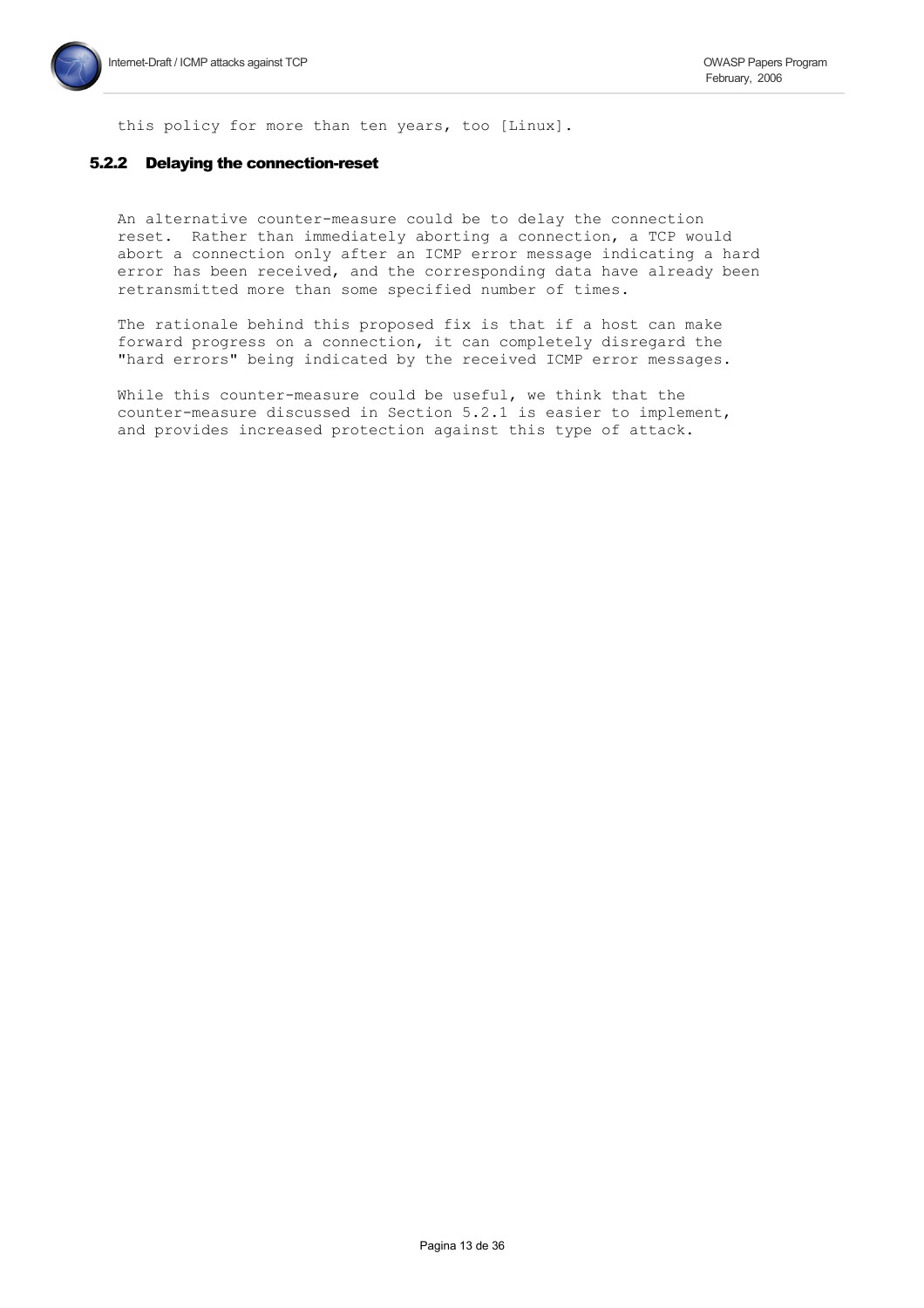this policy for more than ten years, too [Linux].

### 5.2.2 Delaying the connection-reset

An alternative counter-measure could be to delay the connection reset. Rather than immediately aborting a connection, a TCP would abort a connection only after an ICMP error message indicating a hard error has been received, and the corresponding data have already been retransmitted more than some specified number of times.

The rationale behind this proposed fix is that if a host can make forward progress on a connection, it can completely disregard the "hard errors" being indicated by the received ICMP error messages.

While this counter-measure could be useful, we think that the counter-measure discussed in Section 5.2.1 is easier to implement, and provides increased protection against this type of attack.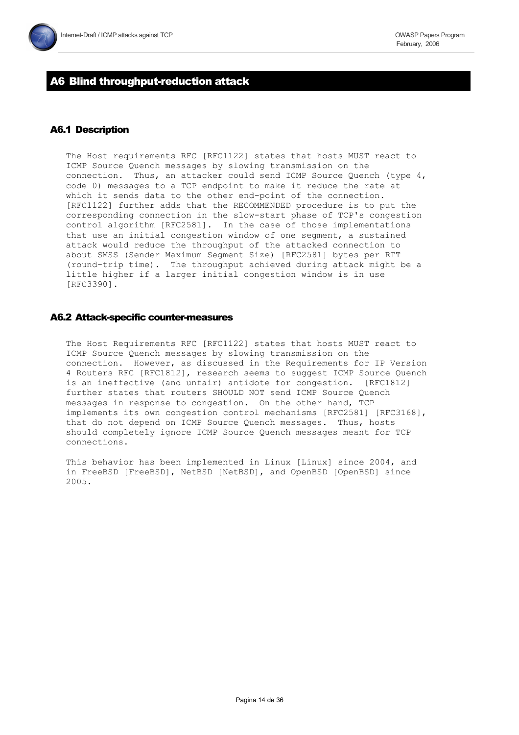## A6 Blind throughput-reduction attack

### A6.1 Description

The Host requirements RFC [RFC1122] states that hosts MUST react to ICMP Source Quench messages by slowing transmission on the connection. Thus, an attacker could send ICMP Source Quench (type 4, code 0) messages to a TCP endpoint to make it reduce the rate at which it sends data to the other end-point of the connection. [RFC1122] further adds that the RECOMMENDED procedure is to put the corresponding connection in the slow-start phase of TCP's congestion control algorithm [RFC2581]. In the case of those implementations that use an initial congestion window of one segment, a sustained attack would reduce the throughput of the attacked connection to about SMSS (Sender Maximum Segment Size) [RFC2581] bytes per RTT (round-trip time). The throughput achieved during attack might be a little higher if a larger initial congestion window is in use [RFC3390].

### A6.2 Attack-specific counter-measures

The Host Requirements RFC [RFC1122] states that hosts MUST react to ICMP Source Quench messages by slowing transmission on the connection. However, as discussed in the Requirements for IP Version 4 Routers RFC [RFC1812], research seems to suggest ICMP Source Quench is an ineffective (and unfair) antidote for congestion. [RFC1812] further states that routers SHOULD NOT send ICMP Source Quench messages in response to congestion. On the other hand, TCP implements its own congestion control mechanisms [RFC2581] [RFC3168], that do not depend on ICMP Source Quench messages. Thus, hosts should completely ignore ICMP Source Quench messages meant for TCP connections.

This behavior has been implemented in Linux [Linux] since 2004, and in FreeBSD [FreeBSD], NetBSD [NetBSD], and OpenBSD [OpenBSD] since 2005.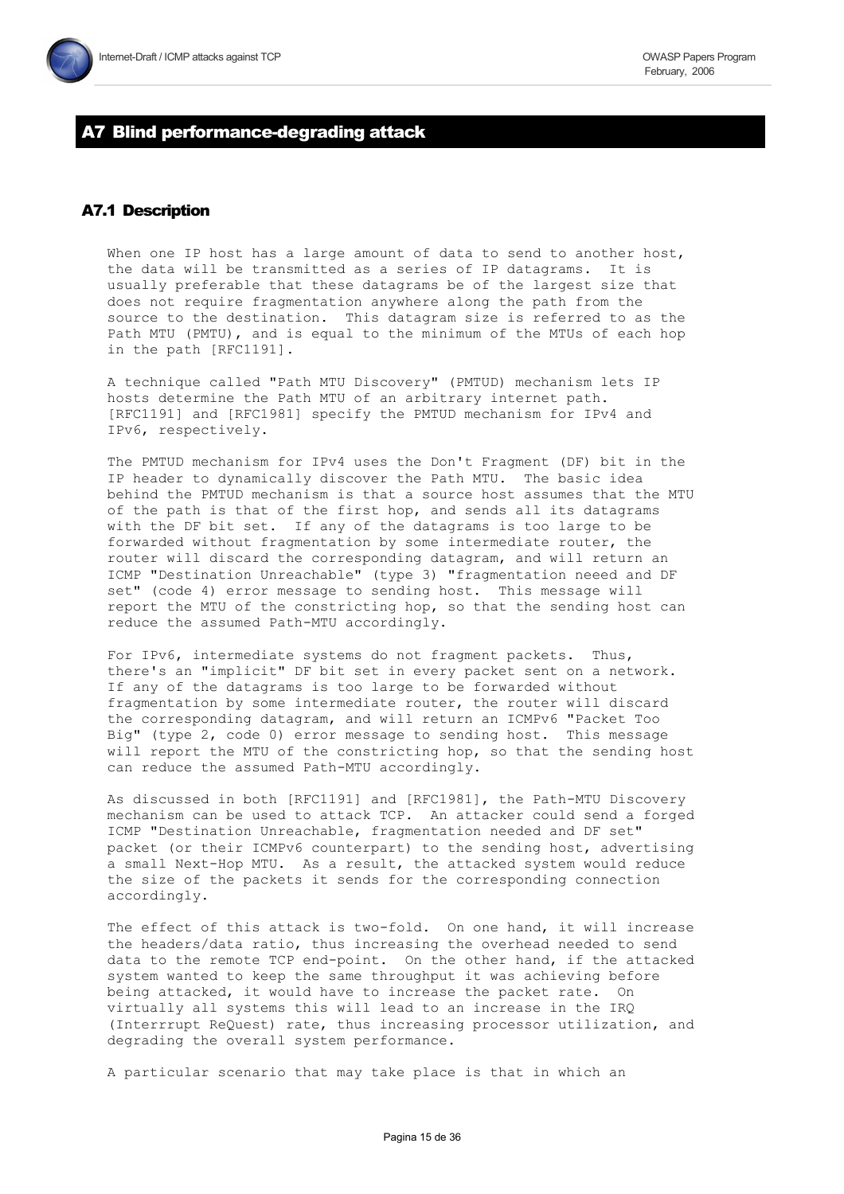## A7 Blind performance-degrading attack

### A7.1 Description

When one IP host has a large amount of data to send to another host, the data will be transmitted as a series of IP datagrams. It is usually preferable that these datagrams be of the largest size that does not require fragmentation anywhere along the path from the source to the destination. This datagram size is referred to as the Path MTU (PMTU), and is equal to the minimum of the MTUs of each hop in the path [RFC1191].

A technique called "Path MTU Discovery" (PMTUD) mechanism lets IP hosts determine the Path MTU of an arbitrary internet path. [RFC1191] and [RFC1981] specify the PMTUD mechanism for IPv4 and IPv6, respectively.

The PMTUD mechanism for IPv4 uses the Don't Fragment (DF) bit in the IP header to dynamically discover the Path MTU. The basic idea behind the PMTUD mechanism is that a source host assumes that the MTU of the path is that of the first hop, and sends all its datagrams with the DF bit set. If any of the datagrams is too large to be forwarded without fragmentation by some intermediate router, the router will discard the corresponding datagram, and will return an ICMP "Destination Unreachable" (type 3) "fragmentation neeed and DF set" (code 4) error message to sending host. This message will report the MTU of the constricting hop, so that the sending host can reduce the assumed Path-MTU accordingly.

For IPv6, intermediate systems do not fragment packets. Thus, there's an "implicit" DF bit set in every packet sent on a network. If any of the datagrams is too large to be forwarded without fragmentation by some intermediate router, the router will discard the corresponding datagram, and will return an ICMPv6 "Packet Too Big" (type 2, code 0) error message to sending host. This message will report the MTU of the constricting hop, so that the sending host can reduce the assumed Path-MTU accordingly.

As discussed in both [RFC1191] and [RFC1981], the Path-MTU Discovery mechanism can be used to attack TCP. An attacker could send a forged ICMP "Destination Unreachable, fragmentation needed and DF set" packet (or their ICMPv6 counterpart) to the sending host, advertising a small Next-Hop MTU. As a result, the attacked system would reduce the size of the packets it sends for the corresponding connection accordingly.

The effect of this attack is two-fold. On one hand, it will increase the headers/data ratio, thus increasing the overhead needed to send data to the remote TCP end-point. On the other hand, if the attacked system wanted to keep the same throughput it was achieving before being attacked, it would have to increase the packet rate. On virtually all systems this will lead to an increase in the IRQ (Interrrupt ReQuest) rate, thus increasing processor utilization, and degrading the overall system performance.

A particular scenario that may take place is that in which an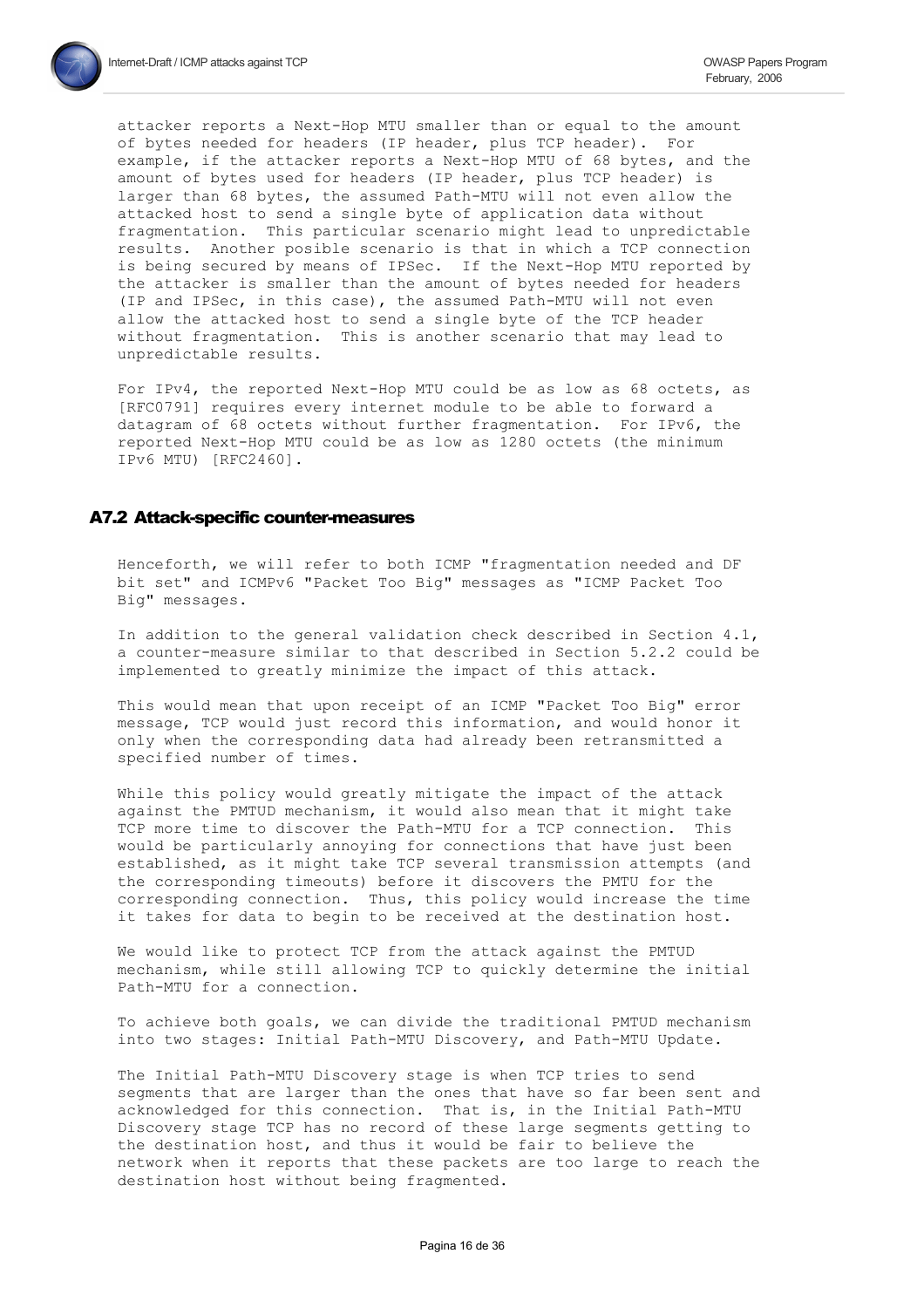attacker reports a Next-Hop MTU smaller than or equal to the amount of bytes needed for headers (IP header, plus TCP header). For example, if the attacker reports a Next-Hop MTU of 68 bytes, and the amount of bytes used for headers (IP header, plus TCP header) is larger than 68 bytes, the assumed Path-MTU will not even allow the attacked host to send a single byte of application data without fragmentation. This particular scenario might lead to unpredictable results. Another posible scenario is that in which a TCP connection is being secured by means of IPSec. If the Next-Hop MTU reported by the attacker is smaller than the amount of bytes needed for headers (IP and IPSec, in this case), the assumed Path-MTU will not even allow the attacked host to send a single byte of the TCP header without fragmentation. This is another scenario that may lead to unpredictable results.

For IPv4, the reported Next-Hop MTU could be as low as 68 octets, as [RFC0791] requires every internet module to be able to forward a datagram of 68 octets without further fragmentation. For IPv6, the reported Next-Hop MTU could be as low as 1280 octets (the minimum IPv6 MTU) [RFC2460].

## A7.2 Attack-specific counter-measures

Henceforth, we will refer to both ICMP "fragmentation needed and DF bit set" and ICMPv6 "Packet Too Big" messages as "ICMP Packet Too Big" messages.

In addition to the general validation check described in Section 4.1, a counter-measure similar to that described in Section 5.2.2 could be implemented to greatly minimize the impact of this attack.

This would mean that upon receipt of an ICMP "Packet Too Big" error message, TCP would just record this information, and would honor it only when the corresponding data had already been retransmitted a specified number of times.

While this policy would greatly mitigate the impact of the attack against the PMTUD mechanism, it would also mean that it might take TCP more time to discover the Path-MTU for a TCP connection. This would be particularly annoying for connections that have just been established, as it might take TCP several transmission attempts (and the corresponding timeouts) before it discovers the PMTU for the corresponding connection. Thus, this policy would increase the time it takes for data to begin to be received at the destination host.

We would like to protect TCP from the attack against the PMTUD mechanism, while still allowing TCP to quickly determine the initial Path-MTU for a connection.

To achieve both goals, we can divide the traditional PMTUD mechanism into two stages: Initial Path-MTU Discovery, and Path-MTU Update.

The Initial Path-MTU Discovery stage is when TCP tries to send segments that are larger than the ones that have so far been sent and acknowledged for this connection. That is, in the Initial Path-MTU Discovery stage TCP has no record of these large segments getting to the destination host, and thus it would be fair to believe the network when it reports that these packets are too large to reach the destination host without being fragmented.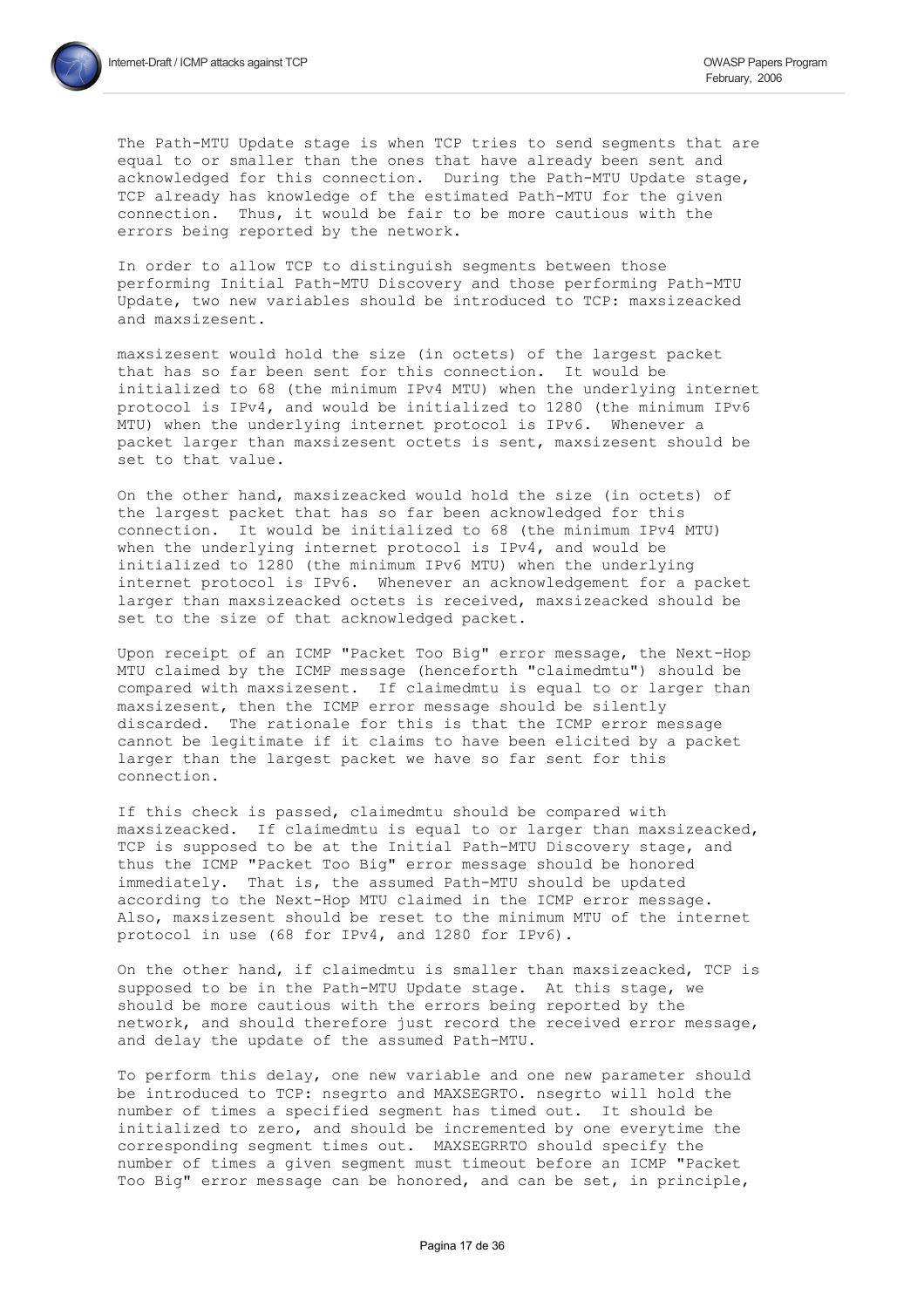The Path-MTU Update stage is when TCP tries to send segments that are equal to or smaller than the ones that have already been sent and acknowledged for this connection. During the Path-MTU Update stage, TCP already has knowledge of the estimated Path-MTU for the given connection. Thus, it would be fair to be more cautious with the errors being reported by the network.

In order to allow TCP to distinguish segments between those performing Initial Path-MTU Discovery and those performing Path-MTU Update, two new variables should be introduced to TCP: maxsizeacked and maxsizesent.

maxsizesent would hold the size (in octets) of the largest packet that has so far been sent for this connection. It would be initialized to 68 (the minimum IPv4 MTU) when the underlying internet protocol is IPv4, and would be initialized to 1280 (the minimum IPv6 MTU) when the underlying internet protocol is IPv6. Whenever a packet larger than maxsizesent octets is sent, maxsizesent should be set to that value.

On the other hand, maxsizeacked would hold the size (in octets) of the largest packet that has so far been acknowledged for this connection. It would be initialized to 68 (the minimum IPv4 MTU) when the underlying internet protocol is IPv4, and would be initialized to 1280 (the minimum IPv6 MTU) when the underlying internet protocol is IPv6. Whenever an acknowledgement for a packet larger than maxsizeacked octets is received, maxsizeacked should be set to the size of that acknowledged packet.

Upon receipt of an ICMP "Packet Too Big" error message, the Next-Hop MTU claimed by the ICMP message (henceforth "claimedmtu") should be compared with maxsizesent. If claimedmtu is equal to or larger than maxsizesent, then the ICMP error message should be silently discarded. The rationale for this is that the ICMP error message cannot be legitimate if it claims to have been elicited by a packet larger than the largest packet we have so far sent for this connection.

If this check is passed, claimedmtu should be compared with maxsizeacked. If claimedmtu is equal to or larger than maxsizeacked, TCP is supposed to be at the Initial Path-MTU Discovery stage, and thus the ICMP "Packet Too Big" error message should be honored immediately. That is, the assumed Path-MTU should be updated according to the Next-Hop MTU claimed in the ICMP error message. Also, maxsizesent should be reset to the minimum MTU of the internet protocol in use (68 for IPv4, and 1280 for IPv6).

On the other hand, if claimedmtu is smaller than maxsizeacked, TCP is supposed to be in the Path-MTU Update stage. At this stage, we should be more cautious with the errors being reported by the network, and should therefore just record the received error message, and delay the update of the assumed Path-MTU.

To perform this delay, one new variable and one new parameter should be introduced to TCP: nsegrto and MAXSEGRTO. nsegrto will hold the number of times a specified segment has timed out. It should be initialized to zero, and should be incremented by one everytime the corresponding segment times out. MAXSEGRRTO should specify the number of times a given segment must timeout before an ICMP "Packet Too Big" error message can be honored, and can be set, in principle,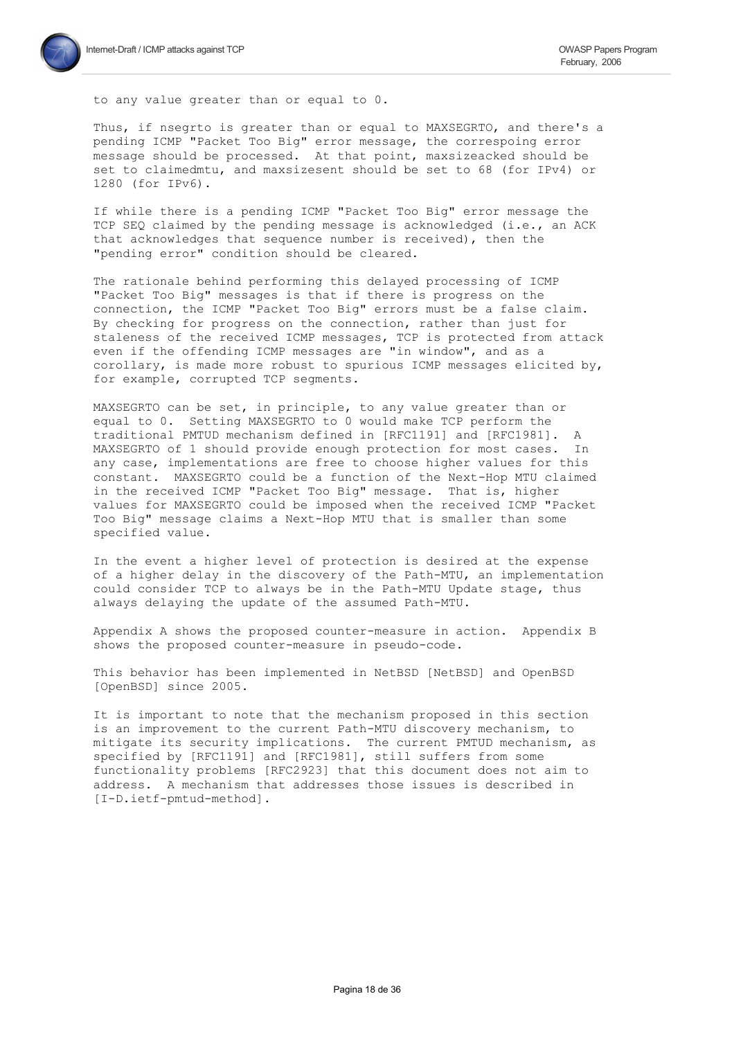to any value greater than or equal to 0.

Thus, if nsegrto is greater than or equal to MAXSEGRTO, and there's a pending ICMP "Packet Too Big" error message, the correspoing error message should be processed. At that point, maxsizeacked should be set to claimedmtu, and maxsizesent should be set to 68 (for IPv4) or 1280 (for IPv6).

If while there is a pending ICMP "Packet Too Big" error message the TCP SEQ claimed by the pending message is acknowledged (i.e., an ACK that acknowledges that sequence number is received), then the "pending error" condition should be cleared.

The rationale behind performing this delayed processing of ICMP "Packet Too Big" messages is that if there is progress on the connection, the ICMP "Packet Too Big" errors must be a false claim. By checking for progress on the connection, rather than just for staleness of the received ICMP messages, TCP is protected from attack even if the offending ICMP messages are "in window", and as a corollary, is made more robust to spurious ICMP messages elicited by, for example, corrupted TCP segments.

MAXSEGRTO can be set, in principle, to any value greater than or equal to 0. Setting MAXSEGRTO to 0 would make TCP perform the traditional PMTUD mechanism defined in [RFC1191] and [RFC1981]. A MAXSEGRTO of 1 should provide enough protection for most cases. In any case, implementations are free to choose higher values for this constant. MAXSEGRTO could be a function of the Next-Hop MTU claimed in the received ICMP "Packet Too Big" message. That is, higher values for MAXSEGRTO could be imposed when the received ICMP "Packet Too Big" message claims a Next-Hop MTU that is smaller than some specified value.

In the event a higher level of protection is desired at the expense of a higher delay in the discovery of the Path-MTU, an implementation could consider TCP to always be in the Path-MTU Update stage, thus always delaying the update of the assumed Path-MTU.

Appendix A shows the proposed counter-measure in action. Appendix B shows the proposed counter-measure in pseudo-code.

This behavior has been implemented in NetBSD [NetBSD] and OpenBSD [OpenBSD] since 2005.

It is important to note that the mechanism proposed in this section is an improvement to the current Path-MTU discovery mechanism, to mitigate its security implications. The current PMTUD mechanism, as specified by [RFC1191] and [RFC1981], still suffers from some functionality problems [RFC2923] that this document does not aim to address. A mechanism that addresses those issues is described in [I-D.ietf-pmtud-method].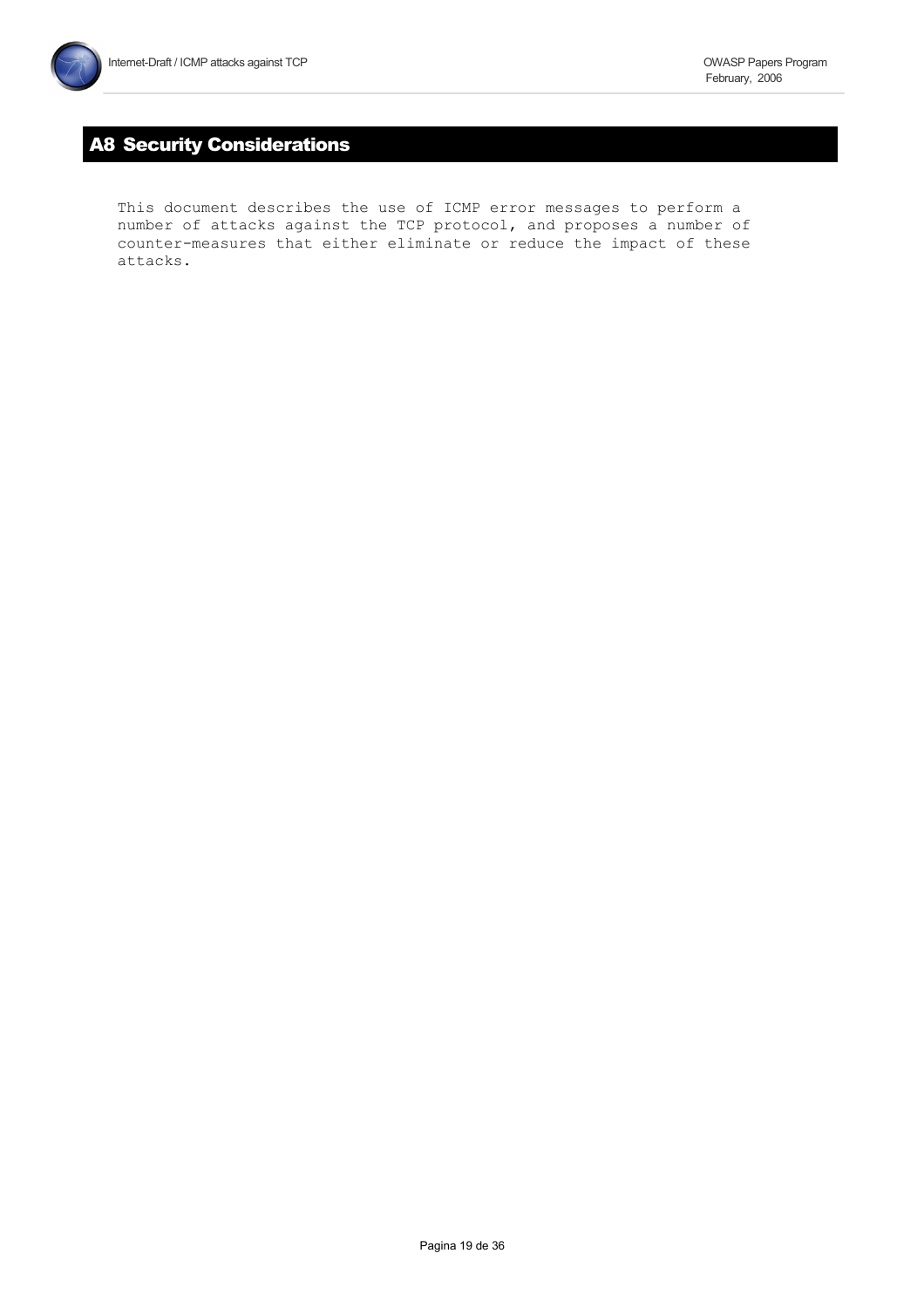## A8 Security Considerations

This document describes the use of ICMP error messages to perform a number of attacks against the TCP protocol, and proposes a number of counter-measures that either eliminate or reduce the impact of these attacks.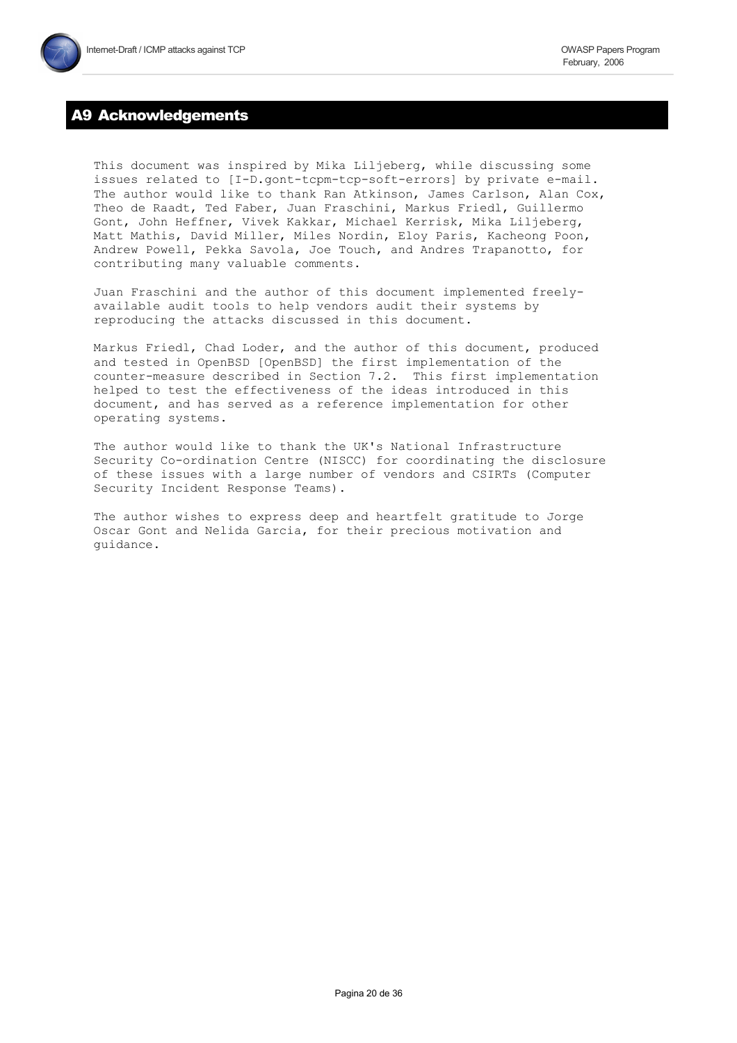## A9 Acknowledgements

This document was inspired by Mika Liljeberg, while discussing some issues related to [I-D.gont-tcpm-tcp-soft-errors] by private e-mail. The author would like to thank Ran Atkinson, James Carlson, Alan Cox, Theo de Raadt, Ted Faber, Juan Fraschini, Markus Friedl, Guillermo Gont, John Heffner, Vivek Kakkar, Michael Kerrisk, Mika Liljeberg, Matt Mathis, David Miller, Miles Nordin, Eloy Paris, Kacheong Poon, Andrew Powell, Pekka Savola, Joe Touch, and Andres Trapanotto, for contributing many valuable comments.

Juan Fraschini and the author of this document implemented freely-available audit tools to help vendors audit their systems by reproducing the attacks discussed in this document.

Markus Friedl, Chad Loder, and the author of this document, produced and tested in OpenBSD [OpenBSD] the first implementation of the counter-measure described in Section 7.2. This first implementation helped to test the effectiveness of the ideas introduced in this document, and has served as a reference implementation for other operating systems.

The author would like to thank the UK's National Infrastructure Security Co-ordination Centre (NISCC) for coordinating the disclosure of these issues with a large number of vendors and CSIRTs (Computer Security Incident Response Teams).

The author wishes to express deep and heartfelt gratitude to Jorge Oscar Gont and Nelida Garcia, for their precious motivation and guidance.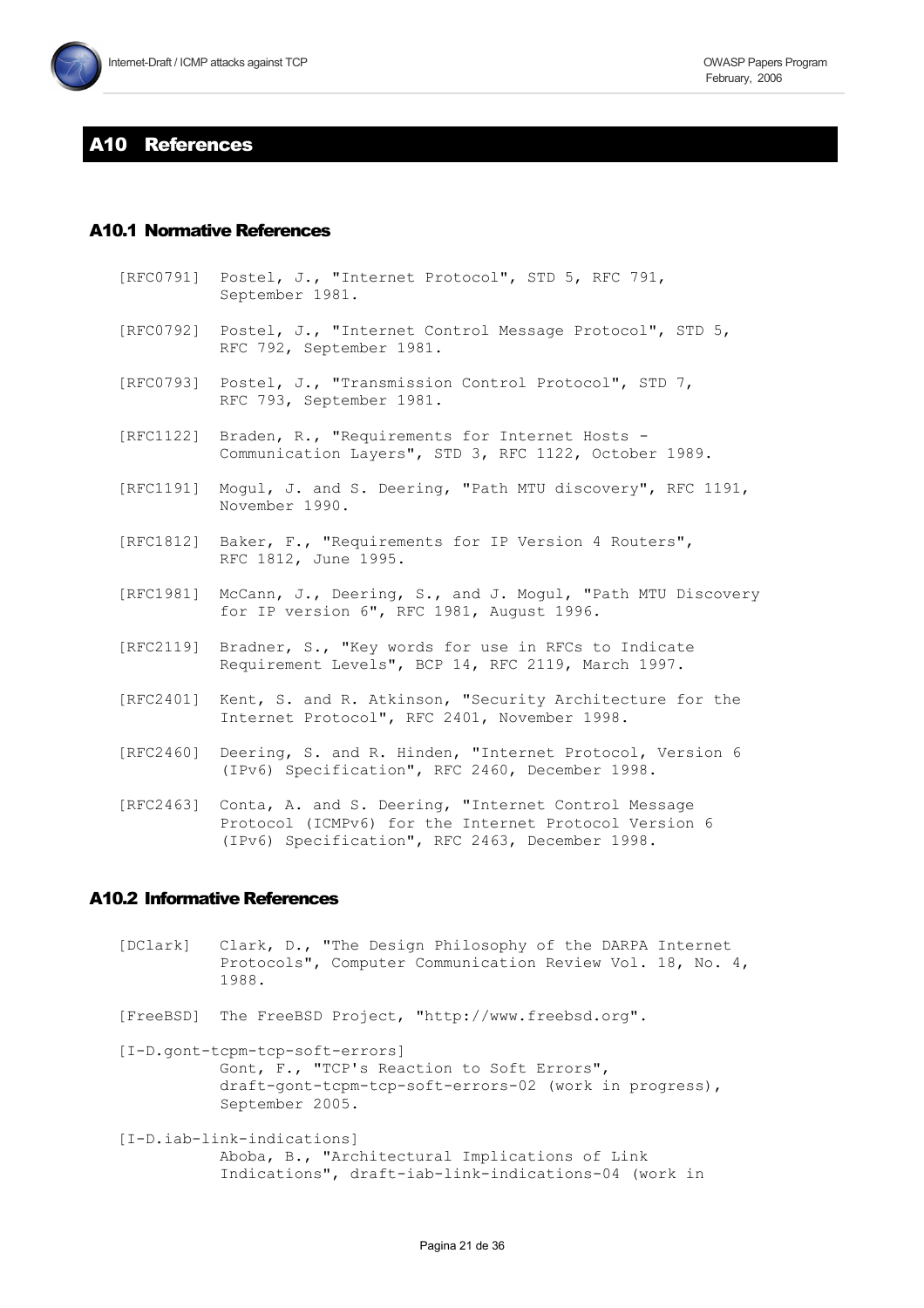## A10 References

### A10.1 Normative References

[RFC0791] Postel, J., "Internet Protocol", STD 5, RFC 791, September 1981.

[RFC0792] Postel, J., "Internet Control Message Protocol", STD 5, RFC 792, September 1981.

[RFC0793] Postel, J., "Transmission Control Protocol", STD 7, RFC 793, September 1981.

[RFC1122] Braden, R., "Requirements for Internet Hosts - Communication Layers", STD 3, RFC 1122, October 1989.

[RFC1191] Mogul, J. and S. Deering, "Path MTU discovery", RFC 1191, November 1990.

[RFC1812] Baker, F., "Requirements for IP Version 4 Routers", RFC 1812, June 1995.

[RFC1981] McCann, J., Deering, S., and J. Mogul, "Path MTU Discovery for IP version 6", RFC 1981, August 1996.

[RFC2119] Bradner, S., "Key words for use in RFCs to Indicate Requirement Levels", BCP 14, RFC 2119, March 1997.

[RFC2401] Kent, S. and R. Atkinson, "Security Architecture for the Internet Protocol", RFC 2401, November 1998.

[RFC2460] Deering, S. and R. Hinden, "Internet Protocol, Version 6 (IPv6) Specification", RFC 2460, December 1998.

[RFC2463] Conta, A. and S. Deering, "Internet Control Message Protocol (ICMPv6) for the Internet Protocol Version 6 (IPv6) Specification", RFC 2463, December 1998.

### A10.2 Informative References

[DClark] Clark, D., "The Design Philosophy of the DARPA Internet Protocols", Computer Communication Review Vol. 18, No. 4, 1988.

[FreeBSD] The FreeBSD Project, "http://www.freebsd.org".

[I-D.gont-tcpm-tcp-soft-errors] Gont, F., "TCP's Reaction to Soft Errors", draft-gont-tcpm-tcp-soft-errors-02 (work in progress), September 2005.

[I-D.iab-link-indications] Aboba, B., "Architectural Implications of Link Indications", draft-iab-link-indications-04 (work in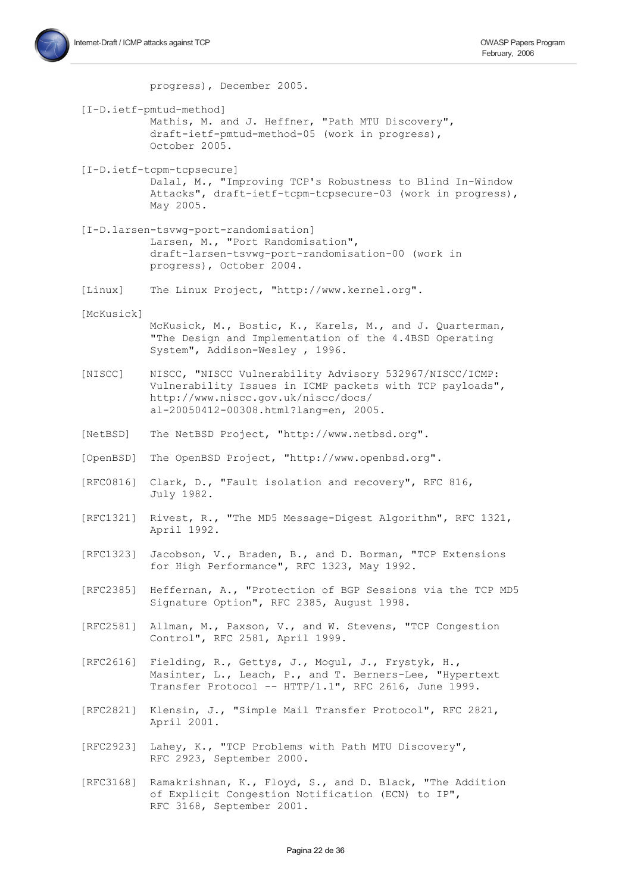progress), December 2005.

[I-D.ietf-pmtud-method]
Mathis, M. and J. Heffner, "Path MTU Discovery", draft-ietf-pmtud-method-05 (work in progress), October 2005.

[I-D.ietf-tcpm-tcpsecure]
Dalal, M., "Improving TCP's Robustness to Blind In-Window Attacks", draft-ietf-tcpm-tcpsecure-03 (work in progress), May 2005.

[I-D.larsen-tsvwg-port-randomisation]
Larsen, M., "Port Randomisation", draft-larsen-tsvwg-port-randomisation-00 (work in progress), October 2004.

[Linux] The Linux Project, "http://www.kernel.org".

[McKusick]
McKusick, M., Bostic, K., Karels, M., and J. Quarterman, "The Design and Implementation of the 4.4BSD Operating System", Addison-Wesley , 1996.

[NISCC] NISCC, "NISCC Vulnerability Advisory 532967/NISCC/ICMP: Vulnerability Issues in ICMP packets with TCP payloads", http://www.niscc.gov.uk/niscc/docs/al-20050412-00308.html?lang=en, 2005.

[NetBSD] The NetBSD Project, "http://www.netbsd.org".

[OpenBSD] The OpenBSD Project, "http://www.openbsd.org".

[RFC0816] Clark, D., "Fault isolation and recovery", RFC 816, July 1982.

[RFC1321] Rivest, R., "The MD5 Message-Digest Algorithm", RFC 1321, April 1992.

[RFC1323] Jacobson, V., Braden, B., and D. Borman, "TCP Extensions for High Performance", RFC 1323, May 1992.

[RFC2385] Heffernan, A., "Protection of BGP Sessions via the TCP MD5 Signature Option", RFC 2385, August 1998.

[RFC2581] Allman, M., Paxson, V., and W. Stevens, "TCP Congestion Control", RFC 2581, April 1999.

[RFC2616] Fielding, R., Gettys, J., Mogul, J., Frystyk, H., Masinter, L., Leach, P., and T. Berners-Lee, "Hypertext Transfer Protocol -- HTTP/1.1", RFC 2616, June 1999.

[RFC2821] Klensin, J., "Simple Mail Transfer Protocol", RFC 2821, April 2001.

[RFC2923] Lahey, K., "TCP Problems with Path MTU Discovery", RFC 2923, September 2000.

[RFC3168] Ramakrishnan, K., Floyd, S., and D. Black, "The Addition of Explicit Congestion Notification (ECN) to IP", RFC 3168, September 2001.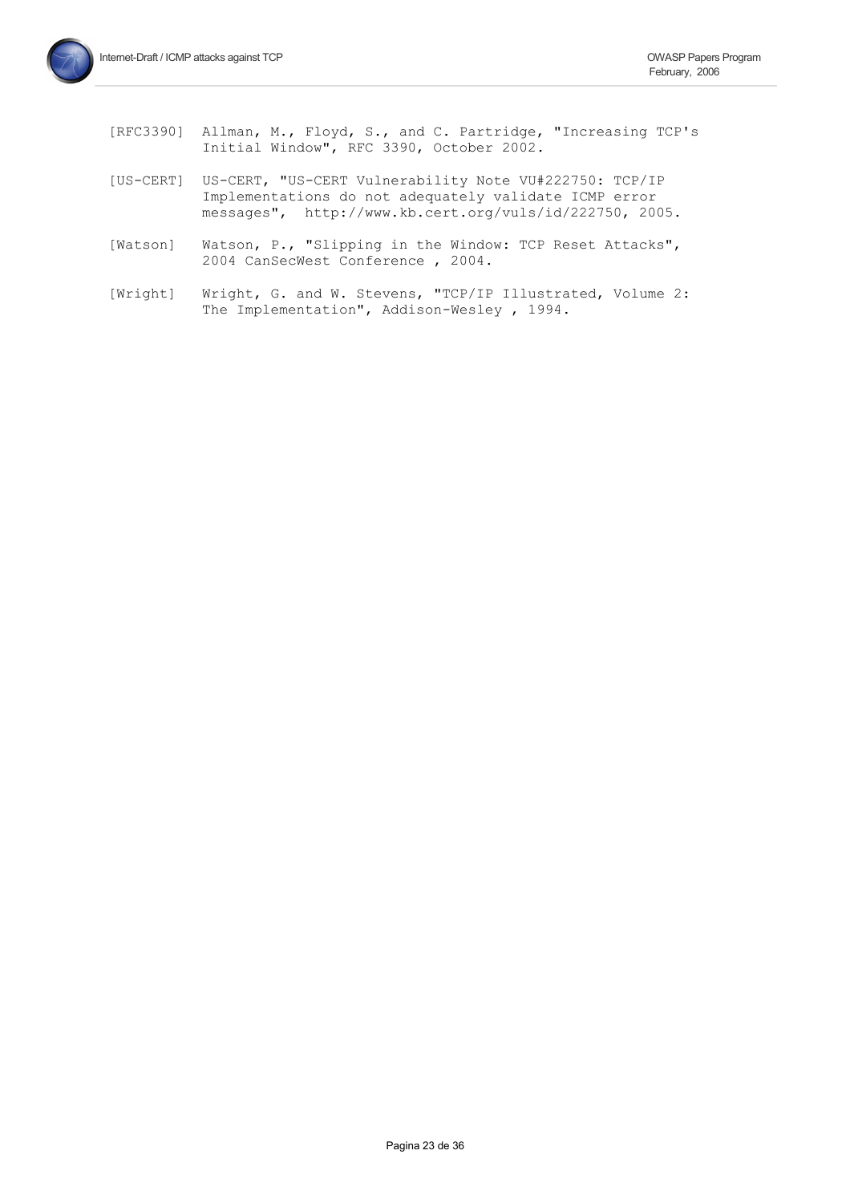[RFC3390] Allman, M., Floyd, S., and C. Partridge, "Increasing TCP's Initial Window", RFC 3390, October 2002.

[US-CERT] US-CERT, "US-CERT Vulnerability Note VU#222750: TCP/IP Implementations do not adequately validate ICMP error messages", http://www.kb.cert.org/vuls/id/222750, 2005.

[Watson] Watson, P., "Slipping in the Window: TCP Reset Attacks", 2004 CanSecWest Conference , 2004.

[Wright] Wright, G. and W. Stevens, "TCP/IP Illustrated, Volume 2: The Implementation", Addison-Wesley , 1994.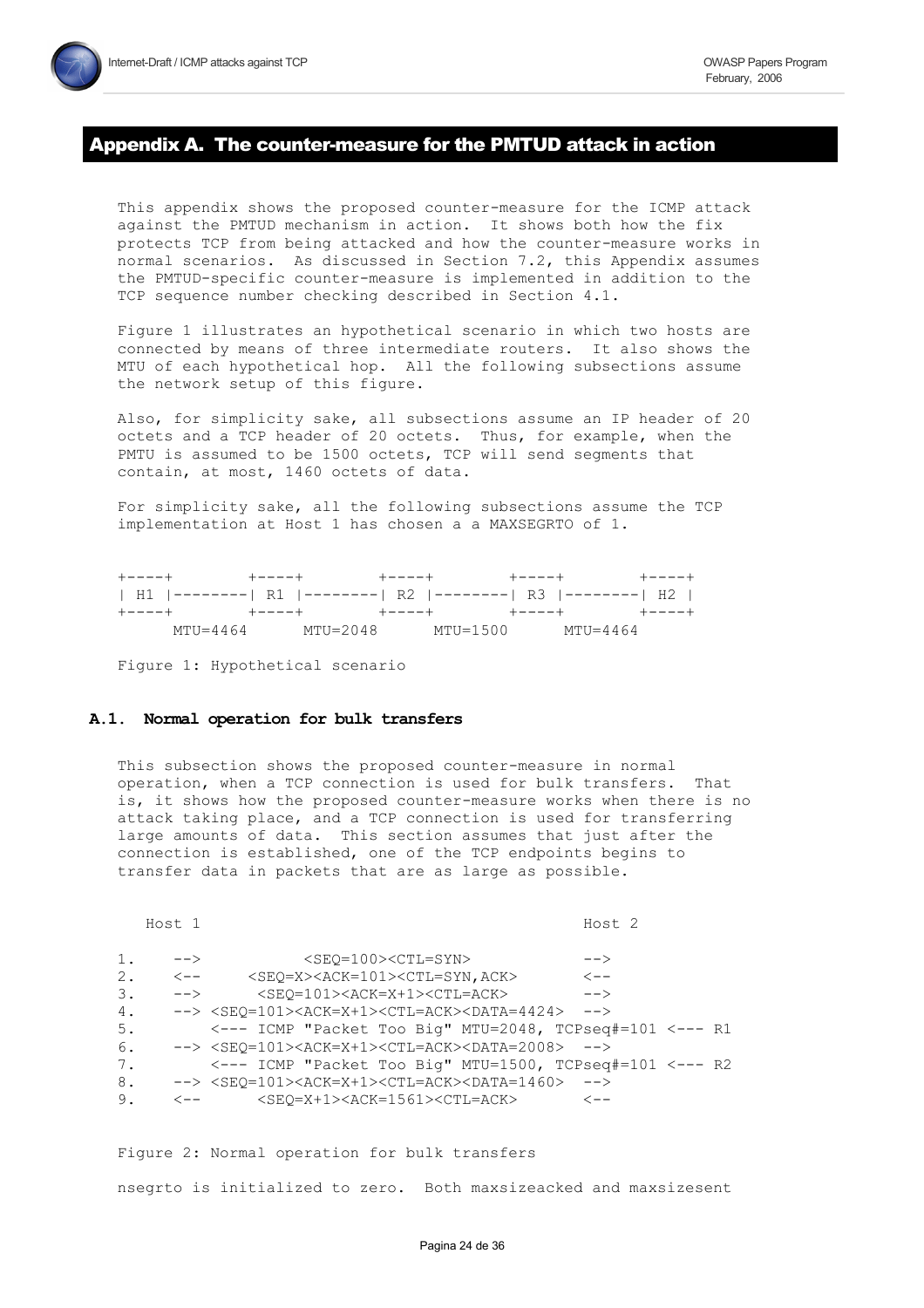# Appendix A. The counter-measure for the PMTUD attack in action

This appendix shows the proposed counter-measure for the ICMP attack against the PMTUD mechanism in action. It shows both how the fix protects TCP from being attacked and how the counter-measure works in normal scenarios. As discussed in Section 7.2, this Appendix assumes the PMTUD-specific counter-measure is implemented in addition to the TCP sequence number checking described in Section 4.1.

Figure 1 illustrates an hypothetical scenario in which two hosts are connected by means of three intermediate routers. It also shows the MTU of each hypothetical hop. All the following subsections assume the network setup of this figure.

Also, for simplicity sake, all subsections assume an IP header of 20 octets and a TCP header of 20 octets. Thus, for example, when the PMTU is assumed to be 1500 octets, TCP will send segments that contain, at most, 1460 octets of data.

For simplicity sake, all the following subsections assume the TCP implementation at Host 1 has chosen a a MAXSEGRTO of 1.

```
+----+        +----+        +----+        +----+        +----+
| H1 |--------| R1 |--------| R2 |--------| R3 |--------| H2 |
+----+        +----+        +----+        +----+        +----+
     MTU=4464      MTU=2048      MTU=1500      MTU=4464
```

Figure 1: Hypothetical scenario

## A.1. Normal operation for bulk transfers

This subsection shows the proposed counter-measure in normal operation, when a TCP connection is used for bulk transfers. That is, it shows how the proposed counter-measure works when there is no attack taking place, and a TCP connection is used for transferring large amounts of data. This section assumes that just after the connection is established, one of the TCP endpoints begins to transfer data in packets that are as large as possible.

```
   Host 1                                          Host 2

1.    -->           <SEQ=100><CTL=SYN>             -->
2.    <--      <SEQ=X><ACK=101><CTL=SYN,ACK>       <--
3.    -->       <SEQ=101><ACK=X+1><CTL=ACK>        -->
4.    --> <SEQ=101><ACK=X+1><CTL=ACK><DATA=4424>  -->
5.        <--- ICMP "Packet Too Big" MTU=2048, TCPseq#=101 <--- R1
6.    --> <SEQ=101><ACK=X+1><CTL=ACK><DATA=2008>  -->
7.        <--- ICMP "Packet Too Big" MTU=1500, TCPseq#=101 <--- R2
8.    --> <SEQ=101><ACK=X+1><CTL=ACK><DATA=1460>  -->
9.    <--       <SEQ=X+1><ACK=1561><CTL=ACK>       <--
```

Figure 2: Normal operation for bulk transfers

nsegrto is initialized to zero. Both maxsizeacked and maxsizesent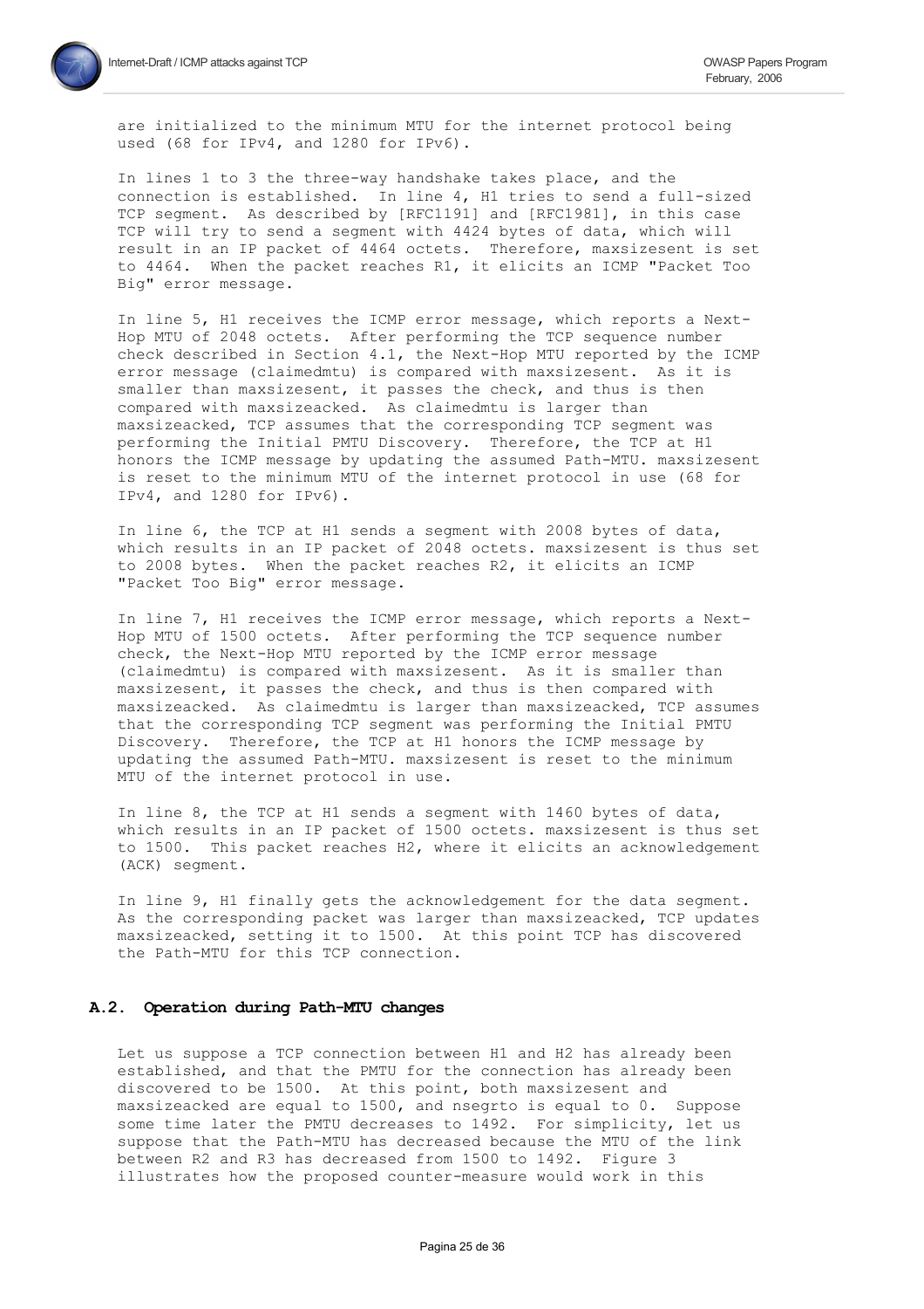are initialized to the minimum MTU for the internet protocol being used (68 for IPv4, and 1280 for IPv6).

In lines 1 to 3 the three-way handshake takes place, and the connection is established. In line 4, H1 tries to send a full-sized TCP segment. As described by [RFC1191] and [RFC1981], in this case TCP will try to send a segment with 4424 bytes of data, which will result in an IP packet of 4464 octets. Therefore, maxsizesent is set to 4464. When the packet reaches R1, it elicits an ICMP "Packet Too Big" error message.

In line 5, H1 receives the ICMP error message, which reports a Next-Hop MTU of 2048 octets. After performing the TCP sequence number check described in Section 4.1, the Next-Hop MTU reported by the ICMP error message (claimedmtu) is compared with maxsizesent. As it is smaller than maxsizesent, it passes the check, and thus is then compared with maxsizeacked. As claimedmtu is larger than maxsizeacked, TCP assumes that the corresponding TCP segment was performing the Initial PMTU Discovery. Therefore, the TCP at H1 honors the ICMP message by updating the assumed Path-MTU. maxsizesent is reset to the minimum MTU of the internet protocol in use (68 for IPv4, and 1280 for IPv6).

In line 6, the TCP at H1 sends a segment with 2008 bytes of data, which results in an IP packet of 2048 octets. maxsizesent is thus set to 2008 bytes. When the packet reaches R2, it elicits an ICMP "Packet Too Big" error message.

In line 7, H1 receives the ICMP error message, which reports a Next-Hop MTU of 1500 octets. After performing the TCP sequence number check, the Next-Hop MTU reported by the ICMP error message (claimedmtu) is compared with maxsizesent. As it is smaller than maxsizesent, it passes the check, and thus is then compared with maxsizeacked. As claimedmtu is larger than maxsizeacked, TCP assumes that the corresponding TCP segment was performing the Initial PMTU Discovery. Therefore, the TCP at H1 honors the ICMP message by updating the assumed Path-MTU. maxsizesent is reset to the minimum MTU of the internet protocol in use.

In line 8, the TCP at H1 sends a segment with 1460 bytes of data, which results in an IP packet of 1500 octets. maxsizesent is thus set to 1500. This packet reaches H2, where it elicits an acknowledgement (ACK) segment.

In line 9, H1 finally gets the acknowledgement for the data segment. As the corresponding packet was larger than maxsizeacked, TCP updates maxsizeacked, setting it to 1500. At this point TCP has discovered the Path-MTU for this TCP connection.

### A.2. Operation during Path-MTU changes

Let us suppose a TCP connection between H1 and H2 has already been established, and that the PMTU for the connection has already been discovered to be 1500. At this point, both maxsizesent and maxsizeacked are equal to 1500, and nsegrto is equal to 0. Suppose some time later the PMTU decreases to 1492. For simplicity, let us suppose that the Path-MTU has decreased because the MTU of the link between R2 and R3 has decreased from 1500 to 1492. Figure 3 illustrates how the proposed counter-measure would work in this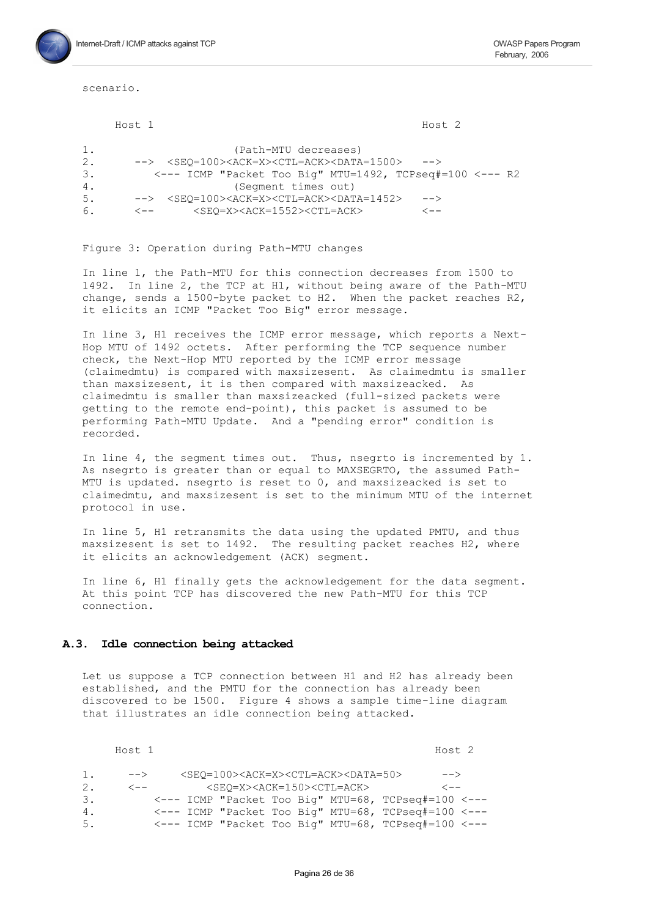scenario.

```
     Host 1                                              Host 2

1.                     (Path-MTU decreases)
2.      -->  <SEQ=100><ACK=X><CTL=ACK><DATA=1500>   -->
3.         <--- ICMP "Packet Too Big" MTU=1492, TCPseq#=100 <--- R2
4.                     (Segment times out)
5.      -->  <SEQ=100><ACK=X><CTL=ACK><DATA=1452>   -->
6.      <--       <SEQ=X><ACK=1552><CTL=ACK>         <--
```

Figure 3: Operation during Path-MTU changes

In line 1, the Path-MTU for this connection decreases from 1500 to 1492. In line 2, the TCP at H1, without being aware of the Path-MTU change, sends a 1500-byte packet to H2. When the packet reaches R2, it elicits an ICMP "Packet Too Big" error message.

In line 3, H1 receives the ICMP error message, which reports a Next-Hop MTU of 1492 octets. After performing the TCP sequence number check, the Next-Hop MTU reported by the ICMP error message (claimedmtu) is compared with maxsizesent. As claimedmtu is smaller than maxsizesent, it is then compared with maxsizeacked. As claimedmtu is smaller than maxsizeacked (full-sized packets were getting to the remote end-point), this packet is assumed to be performing Path-MTU Update. And a "pending error" condition is recorded.

In line 4, the segment times out. Thus, nsegrto is incremented by 1. As nsegrto is greater than or equal to MAXSEGRTO, the assumed Path-MTU is updated. nsegrto is reset to 0, and maxsizeacked is set to claimedmtu, and maxsizesent is set to the minimum MTU of the internet protocol in use.

In line 5, H1 retransmits the data using the updated PMTU, and thus maxsizesent is set to 1492. The resulting packet reaches H2, where it elicits an acknowledgement (ACK) segment.

In line 6, H1 finally gets the acknowledgement for the data segment. At this point TCP has discovered the new Path-MTU for this TCP connection.

### A.3. Idle connection being attacked

Let us suppose a TCP connection between H1 and H2 has already been established, and the PMTU for the connection has already been discovered to be 1500. Figure 4 shows a sample time-line diagram that illustrates an idle connection being attacked.

```
     Host 1                                                 Host 2

1.     -->     <SEQ=100><ACK=X><CTL=ACK><DATA=50>       -->
2.     <--         <SEQ=X><ACK=150><CTL=ACK>           <--
3.         <--- ICMP "Packet Too Big" MTU=68, TCPseq#=100 <---
4.         <--- ICMP "Packet Too Big" MTU=68, TCPseq#=100 <---
5.         <--- ICMP "Packet Too Big" MTU=68, TCPseq#=100 <---
```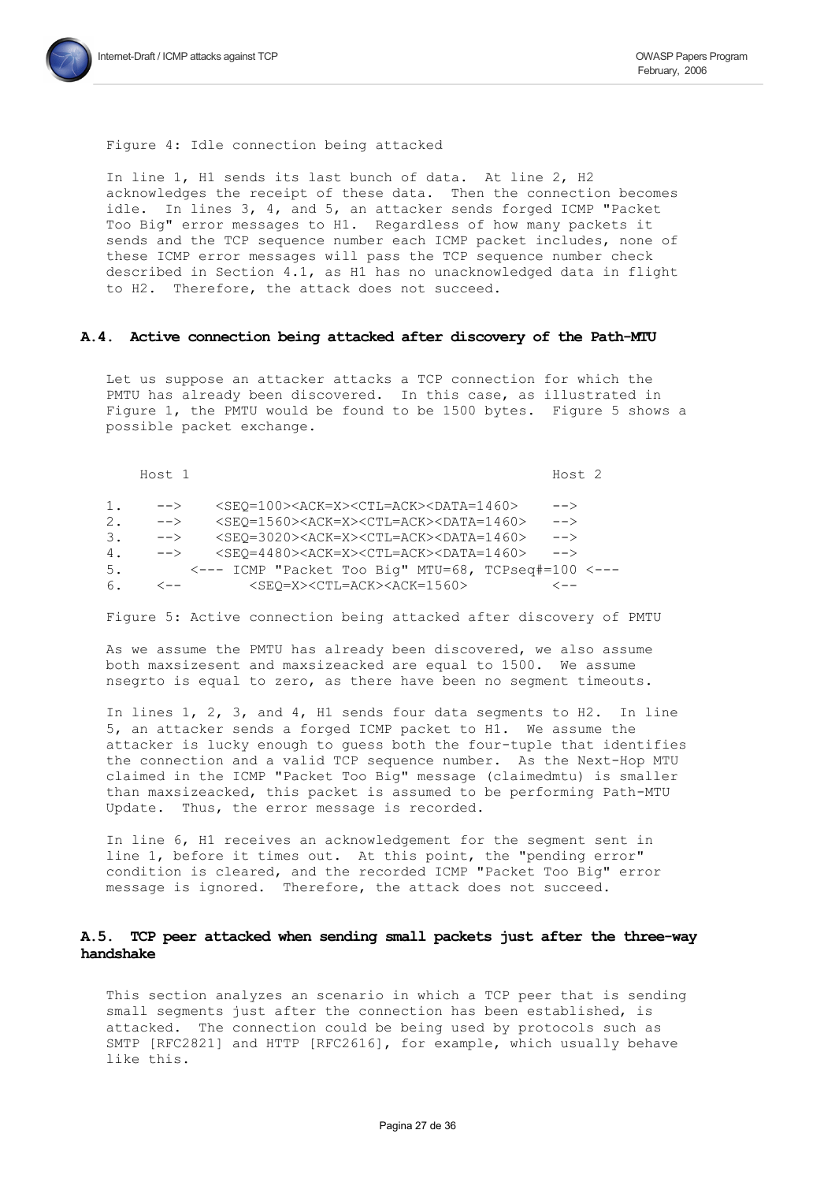Figure 4: Idle connection being attacked

In line 1, H1 sends its last bunch of data. At line 2, H2 acknowledges the receipt of these data. Then the connection becomes idle. In lines 3, 4, and 5, an attacker sends forged ICMP "Packet Too Big" error messages to H1. Regardless of how many packets it sends and the TCP sequence number each ICMP packet includes, none of these ICMP error messages will pass the TCP sequence number check described in Section 4.1, as H1 has no unacknowledged data in flight to H2. Therefore, the attack does not succeed.

### A.4. Active connection being attacked after discovery of the Path-MTU

Let us suppose an attacker attacks a TCP connection for which the PMTU has already been discovered. In this case, as illustrated in Figure 1, the PMTU would be found to be 1500 bytes. Figure 5 shows a possible packet exchange.

```
    Host 1                                              Host 2

1.    -->    <SEQ=100><ACK=X><CTL=ACK><DATA=1460>     -->
2.    -->    <SEQ=1560><ACK=X><CTL=ACK><DATA=1460>    -->
3.    -->    <SEQ=3020><ACK=X><CTL=ACK><DATA=1460>    -->
4.    -->    <SEQ=4480><ACK=X><CTL=ACK><DATA=1460>    -->
5.        <--- ICMP "Packet Too Big" MTU=68, TCPseq#=100 <---
6.    <--         <SEQ=X><CTL=ACK><ACK=1560>          <--
```

Figure 5: Active connection being attacked after discovery of PMTU

As we assume the PMTU has already been discovered, we also assume both maxsizesent and maxsizeacked are equal to 1500. We assume nsegrto is equal to zero, as there have been no segment timeouts.

In lines 1, 2, 3, and 4, H1 sends four data segments to H2. In line 5, an attacker sends a forged ICMP packet to H1. We assume the attacker is lucky enough to guess both the four-tuple that identifies the connection and a valid TCP sequence number. As the Next-Hop MTU claimed in the ICMP "Packet Too Big" message (claimedmtu) is smaller than maxsizeacked, this packet is assumed to be performing Path-MTU Update. Thus, the error message is recorded.

In line 6, H1 receives an acknowledgement for the segment sent in line 1, before it times out. At this point, the "pending error" condition is cleared, and the recorded ICMP "Packet Too Big" error message is ignored. Therefore, the attack does not succeed.

### A.5. TCP peer attacked when sending small packets just after the three-way handshake

This section analyzes an scenario in which a TCP peer that is sending small segments just after the connection has been established, is attacked. The connection could be being used by protocols such as SMTP [RFC2821] and HTTP [RFC2616], for example, which usually behave like this.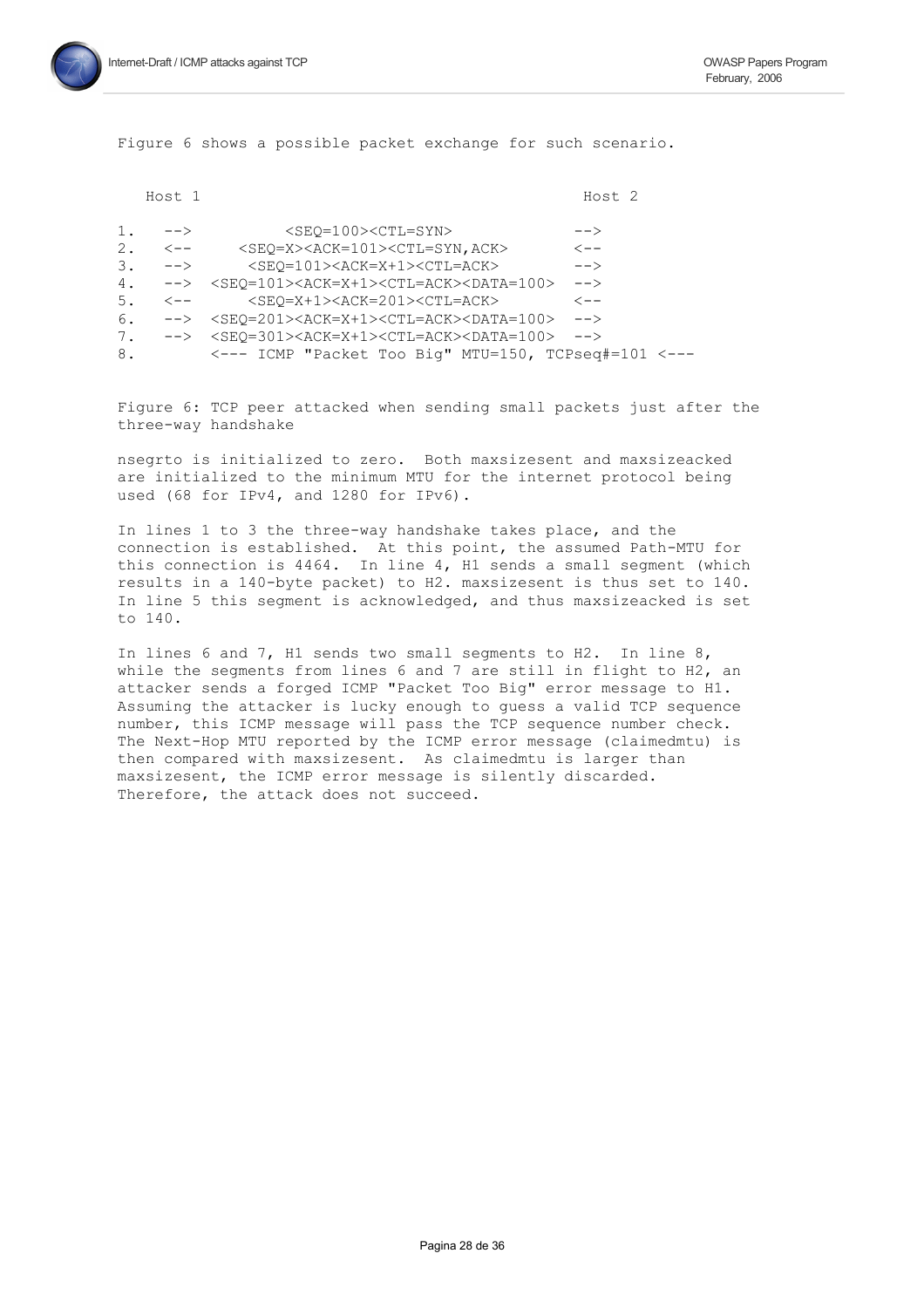Figure 6 shows a possible packet exchange for such scenario.

```
   Host 1                                              Host 2

1.   -->          <SEQ=100><CTL=SYN>                   -->
2.   <--      <SEQ=X><ACK=101><CTL=SYN,ACK>            <--
3.   -->       <SEQ=101><ACK=X+1><CTL=ACK>             -->
4.   -->  <SEQ=101><ACK=X+1><CTL=ACK><DATA=100>  -->
5.   <--       <SEQ=X+1><ACK=201><CTL=ACK>             <--
6.   -->  <SEQ=201><ACK=X+1><CTL=ACK><DATA=100>  -->
7.   -->  <SEQ=301><ACK=X+1><CTL=ACK><DATA=100>  -->
8.        <--- ICMP "Packet Too Big" MTU=150, TCPseq#=101 <---
```

Figure 6: TCP peer attacked when sending small packets just after the three-way handshake

nsegrto is initialized to zero. Both maxsizesent and maxsizeacked are initialized to the minimum MTU for the internet protocol being used (68 for IPv4, and 1280 for IPv6).

In lines 1 to 3 the three-way handshake takes place, and the connection is established. At this point, the assumed Path-MTU for this connection is 4464. In line 4, H1 sends a small segment (which results in a 140-byte packet) to H2. maxsizesent is thus set to 140. In line 5 this segment is acknowledged, and thus maxsizeacked is set to 140.

In lines 6 and 7, H1 sends two small segments to H2. In line 8, while the segments from lines 6 and 7 are still in flight to H2, an attacker sends a forged ICMP "Packet Too Big" error message to H1. Assuming the attacker is lucky enough to guess a valid TCP sequence number, this ICMP message will pass the TCP sequence number check. The Next-Hop MTU reported by the ICMP error message (claimedmtu) is then compared with maxsizesent. As claimedmtu is larger than maxsizesent, the ICMP error message is silently discarded. Therefore, the attack does not succeed.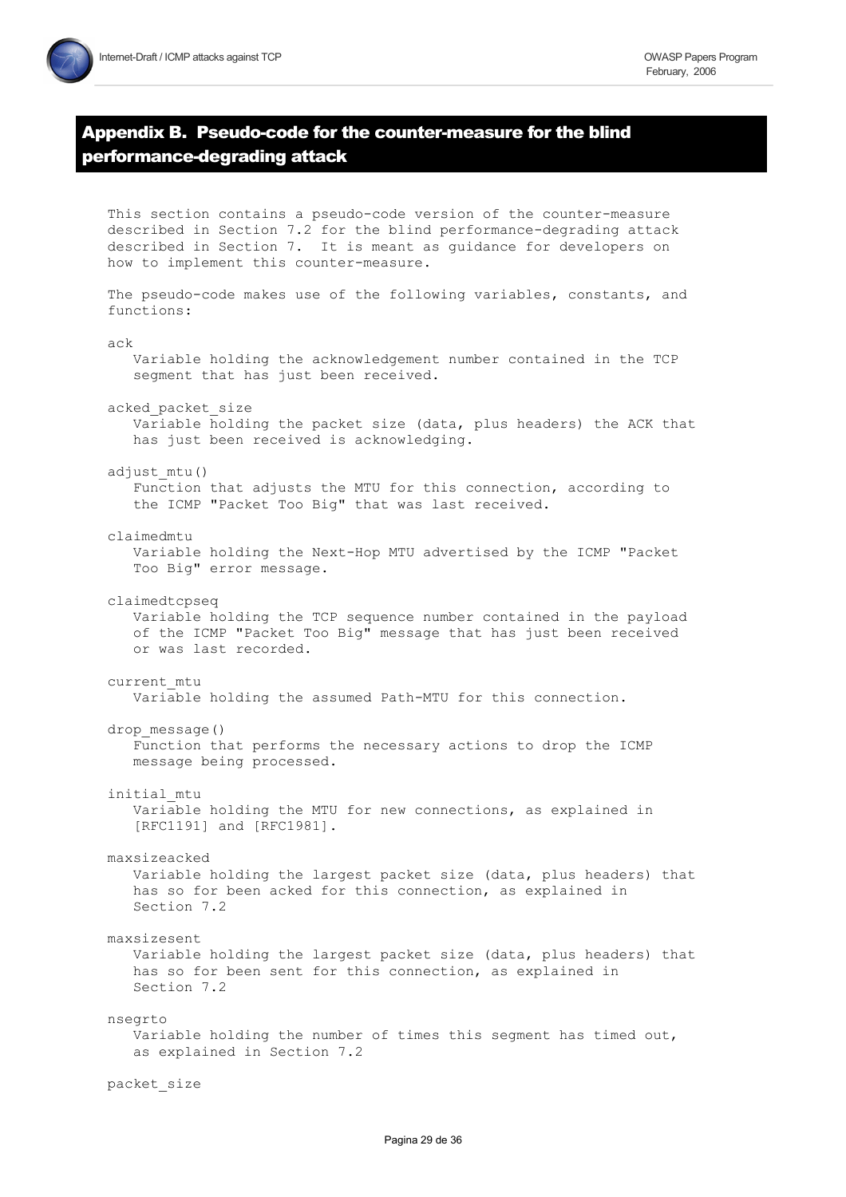## Appendix B. Pseudo-code for the counter-measure for the blind performance-degrading attack

This section contains a pseudo-code version of the counter-measure described in Section 7.2 for the blind performance-degrading attack described in Section 7. It is meant as guidance for developers on how to implement this counter-measure.

The pseudo-code makes use of the following variables, constants, and functions:

ack
: Variable holding the acknowledgement number contained in the TCP segment that has just been received.

acked_packet_size
: Variable holding the packet size (data, plus headers) the ACK that has just been received is acknowledging.

adjust_mtu()
: Function that adjusts the MTU for this connection, according to the ICMP "Packet Too Big" that was last received.

claimedmtu
: Variable holding the Next-Hop MTU advertised by the ICMP "Packet Too Big" error message.

claimedtcpseq
: Variable holding the TCP sequence number contained in the payload of the ICMP "Packet Too Big" message that has just been received or was last recorded.

current_mtu
: Variable holding the assumed Path-MTU for this connection.

drop_message()
: Function that performs the necessary actions to drop the ICMP message being processed.

initial_mtu
: Variable holding the MTU for new connections, as explained in [RFC1191] and [RFC1981].

maxsizeacked
: Variable holding the largest packet size (data, plus headers) that has so for been acked for this connection, as explained in Section 7.2

maxsizesent
: Variable holding the largest packet size (data, plus headers) that has so for been sent for this connection, as explained in Section 7.2

nsegrto
: Variable holding the number of times this segment has timed out, as explained in Section 7.2

packet_size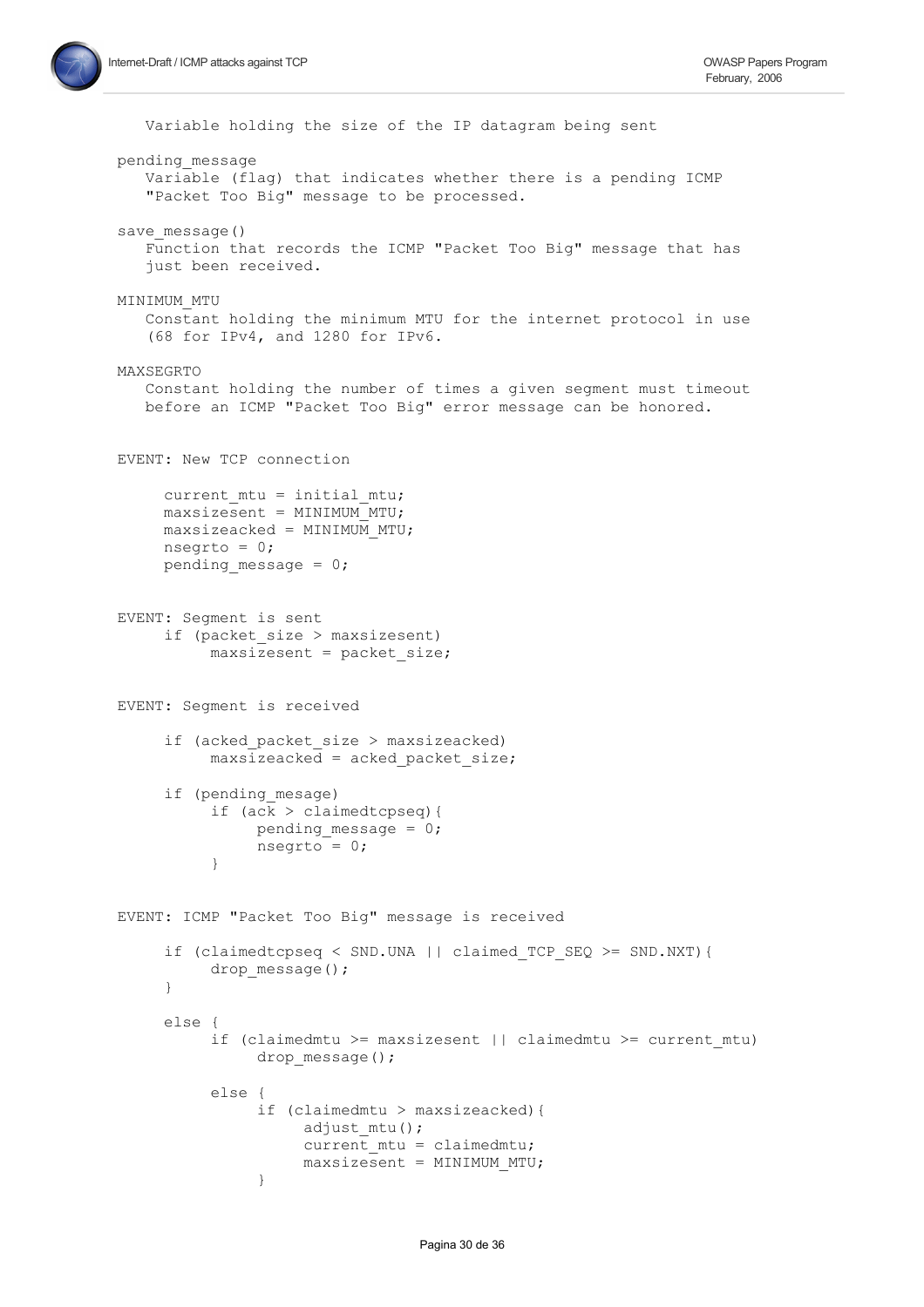```
   Variable holding the size of the IP datagram being sent

pending_message
   Variable (flag) that indicates whether there is a pending ICMP
   "Packet Too Big" message to be processed.

save_message()
   Function that records the ICMP "Packet Too Big" message that has
   just been received.

MINIMUM_MTU
   Constant holding the minimum MTU for the internet protocol in use
   (68 for IPv4, and 1280 for IPv6.

MAXSEGRTO
   Constant holding the number of times a given segment must timeout
   before an ICMP "Packet Too Big" error message can be honored.


EVENT: New TCP connection

     current_mtu = initial_mtu;
     maxsizesent = MINIMUM_MTU;
     maxsizeacked = MINIMUM_MTU;
     nsegrto = 0;
     pending_message = 0;


EVENT: Segment is sent
     if (packet_size > maxsizesent)
          maxsizesent = packet_size;


EVENT: Segment is received

     if (acked_packet_size > maxsizeacked)
          maxsizeacked = acked_packet_size;

     if (pending_mesage)
          if (ack > claimedtcpseq){
               pending_message = 0;
               nsegrto = 0;
          }


EVENT: ICMP "Packet Too Big" message is received

     if (claimedtcpseq < SND.UNA || claimed_TCP_SEQ >= SND.NXT){
          drop_message();
     }

     else {
          if (claimedmtu >= maxsizesent || claimedmtu >= current_mtu)
               drop_message();

          else {
               if (claimedmtu > maxsizeacked){
                    adjust_mtu();
                    current_mtu = claimedmtu;
                    maxsizesent = MINIMUM_MTU;
               }
```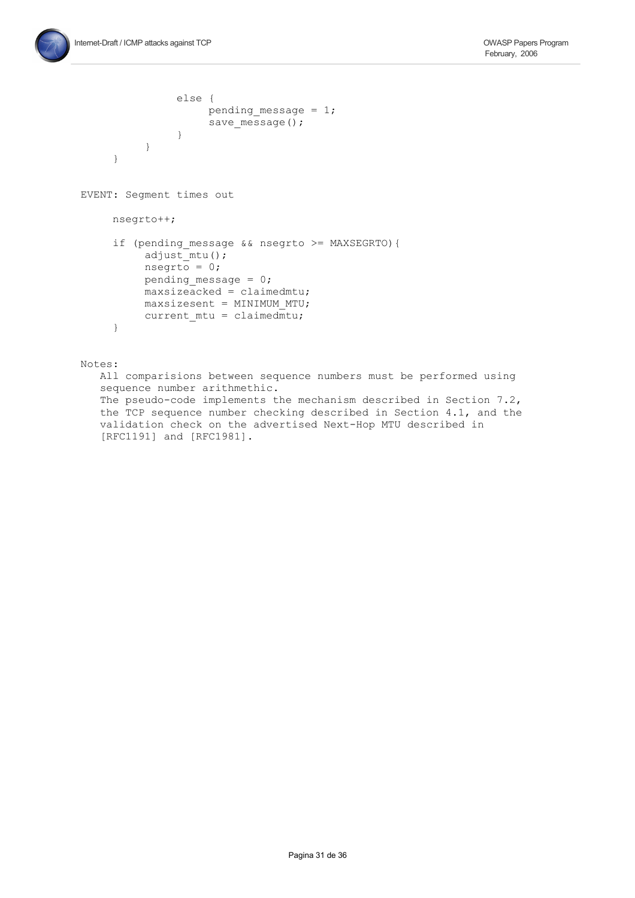```
            else {
                 pending_message = 1;
                 save_message();
            }
       }
  }
```

```
EVENT: Segment times out

     nsegrto++;

     if (pending_message && nsegrto >= MAXSEGRTO){
          adjust_mtu();
          nsegrto = 0;
          pending_message = 0;
          maxsizeacked = claimedmtu;
          maxsizesent = MINIMUM_MTU;
          current_mtu = claimedmtu;
     }
```

```
Notes:
   All comparisions between sequence numbers must be performed using
   sequence number arithmethic.
   The pseudo-code implements the mechanism described in Section 7.2,
   the TCP sequence number checking described in Section 4.1, and the
   validation check on the advertised Next-Hop MTU described in
   [RFC1191] and [RFC1981].
```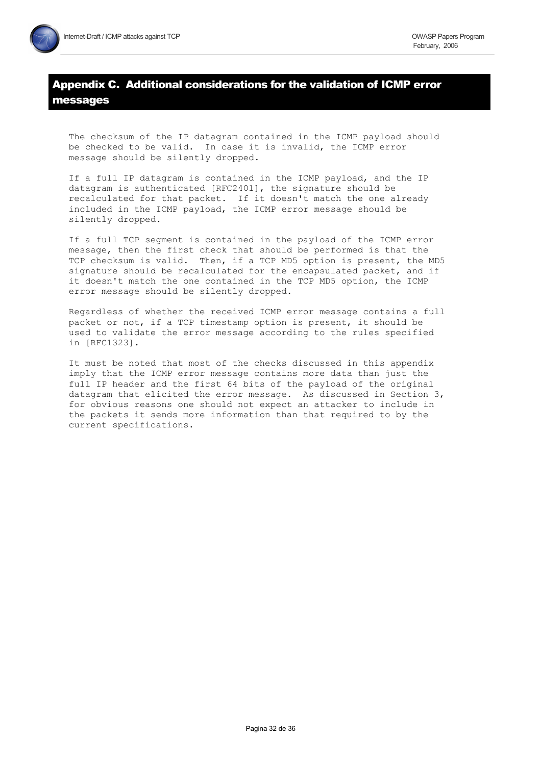# Appendix C. Additional considerations for the validation of ICMP error messages

The checksum of the IP datagram contained in the ICMP payload should be checked to be valid. In case it is invalid, the ICMP error message should be silently dropped.

If a full IP datagram is contained in the ICMP payload, and the IP datagram is authenticated [RFC2401], the signature should be recalculated for that packet. If it doesn't match the one already included in the ICMP payload, the ICMP error message should be silently dropped.

If a full TCP segment is contained in the payload of the ICMP error message, then the first check that should be performed is that the TCP checksum is valid. Then, if a TCP MD5 option is present, the MD5 signature should be recalculated for the encapsulated packet, and if it doesn't match the one contained in the TCP MD5 option, the ICMP error message should be silently dropped.

Regardless of whether the received ICMP error message contains a full packet or not, if a TCP timestamp option is present, it should be used to validate the error message according to the rules specified in [RFC1323].

It must be noted that most of the checks discussed in this appendix imply that the ICMP error message contains more data than just the full IP header and the first 64 bits of the payload of the original datagram that elicited the error message. As discussed in Section 3, for obvious reasons one should not expect an attacker to include in the packets it sends more information than that required to by the current specifications.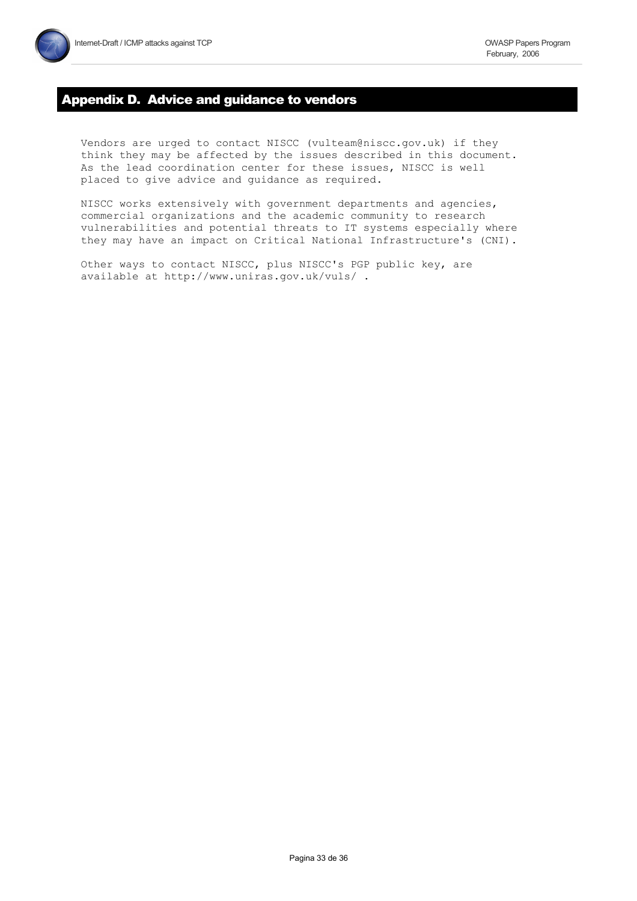## Appendix D. Advice and guidance to vendors

Vendors are urged to contact NISCC (vulteam@niscc.gov.uk) if they think they may be affected by the issues described in this document. As the lead coordination center for these issues, NISCC is well placed to give advice and guidance as required.

NISCC works extensively with government departments and agencies, commercial organizations and the academic community to research vulnerabilities and potential threats to IT systems especially where they may have an impact on Critical National Infrastructure's (CNI).

Other ways to contact NISCC, plus NISCC's PGP public key, are available at http://www.uniras.gov.uk/vuls/ .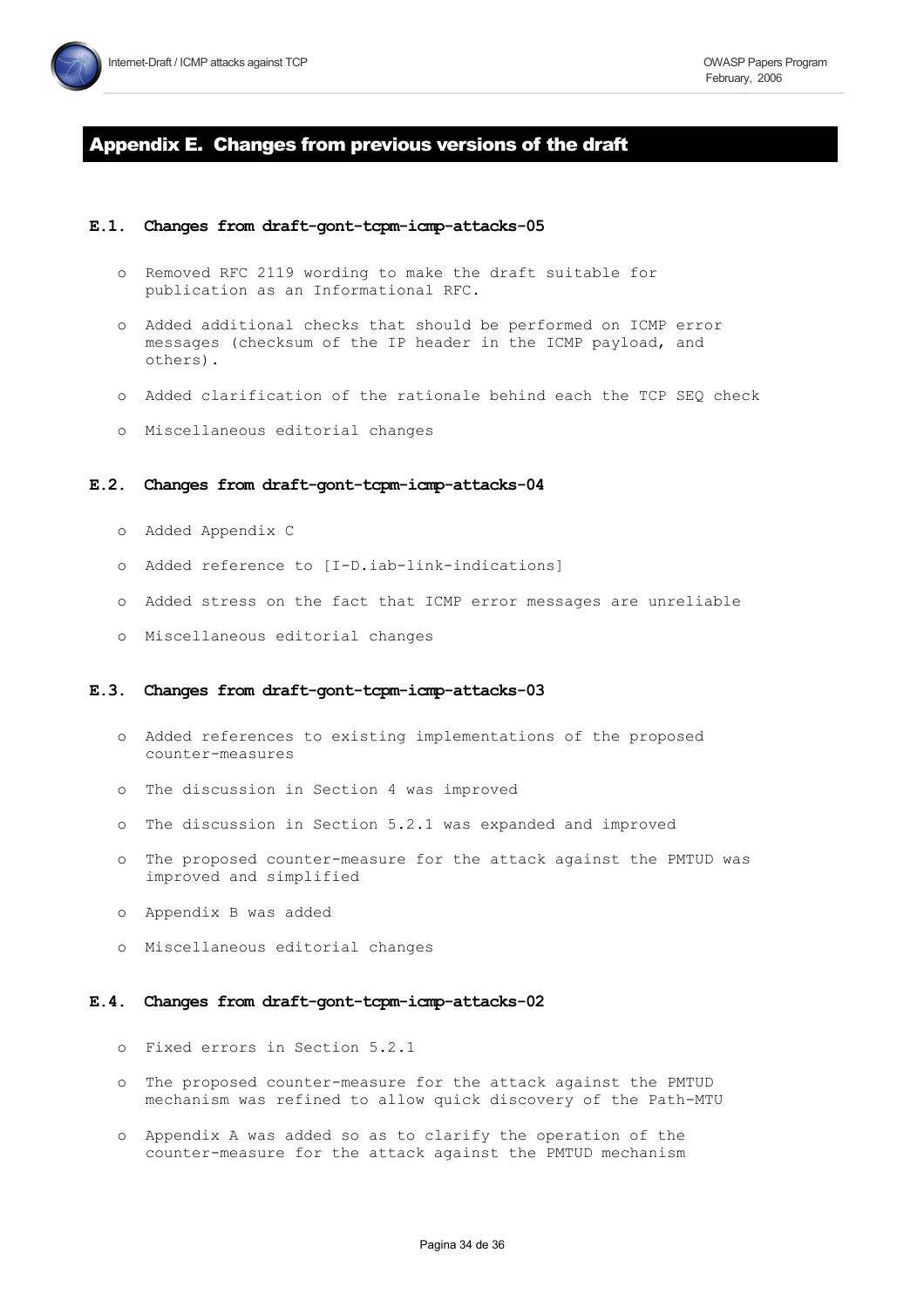# Appendix E. Changes from previous versions of the draft

## E.1. Changes from draft-gont-tcpm-icmp-attacks-05

- Removed RFC 2119 wording to make the draft suitable for publication as an Informational RFC.
- Added additional checks that should be performed on ICMP error messages (checksum of the IP header in the ICMP payload, and others).
- Added clarification of the rationale behind each the TCP SEQ check
- Miscellaneous editorial changes

## E.2. Changes from draft-gont-tcpm-icmp-attacks-04

- Added Appendix C
- Added reference to [I-D.iab-link-indications]
- Added stress on the fact that ICMP error messages are unreliable
- Miscellaneous editorial changes

## E.3. Changes from draft-gont-tcpm-icmp-attacks-03

- Added references to existing implementations of the proposed counter-measures
- The discussion in Section 4 was improved
- The discussion in Section 5.2.1 was expanded and improved
- The proposed counter-measure for the attack against the PMTUD was improved and simplified
- Appendix B was added
- Miscellaneous editorial changes

## E.4. Changes from draft-gont-tcpm-icmp-attacks-02

- Fixed errors in Section 5.2.1
- The proposed counter-measure for the attack against the PMTUD mechanism was refined to allow quick discovery of the Path-MTU
- Appendix A was added so as to clarify the operation of the counter-measure for the attack against the PMTUD mechanism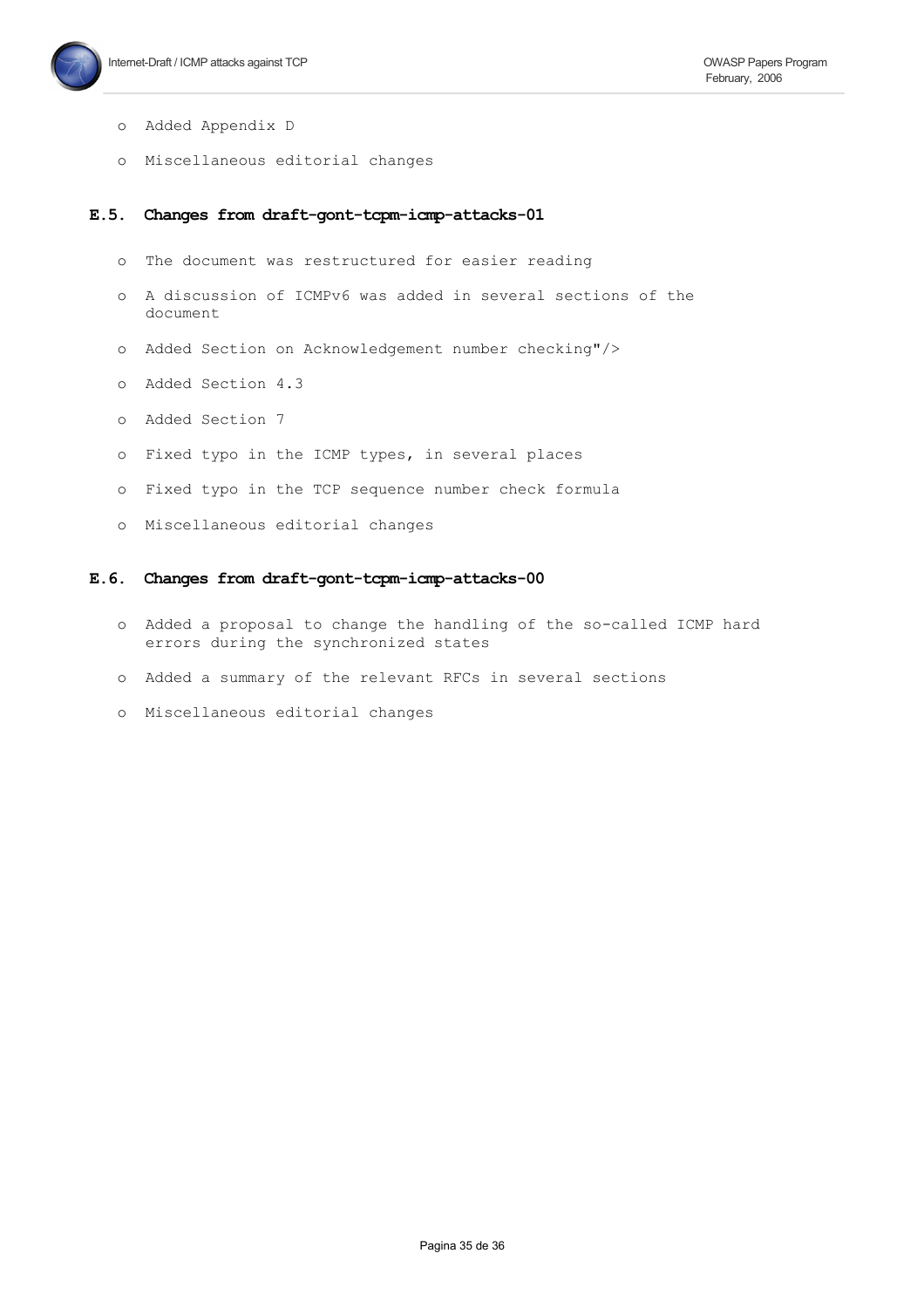- Added Appendix D

- Miscellaneous editorial changes

### E.5. Changes from draft-gont-tcpm-icmp-attacks-01

- The document was restructured for easier reading

- A discussion of ICMPv6 was added in several sections of the document

- Added Section on Acknowledgement number checking"/>

- Added Section 4.3

- Added Section 7

- Fixed typo in the ICMP types, in several places

- Fixed typo in the TCP sequence number check formula

- Miscellaneous editorial changes

### E.6. Changes from draft-gont-tcpm-icmp-attacks-00

- Added a proposal to change the handling of the so-called ICMP hard errors during the synchronized states

- Added a summary of the relevant RFCs in several sections

- Miscellaneous editorial changes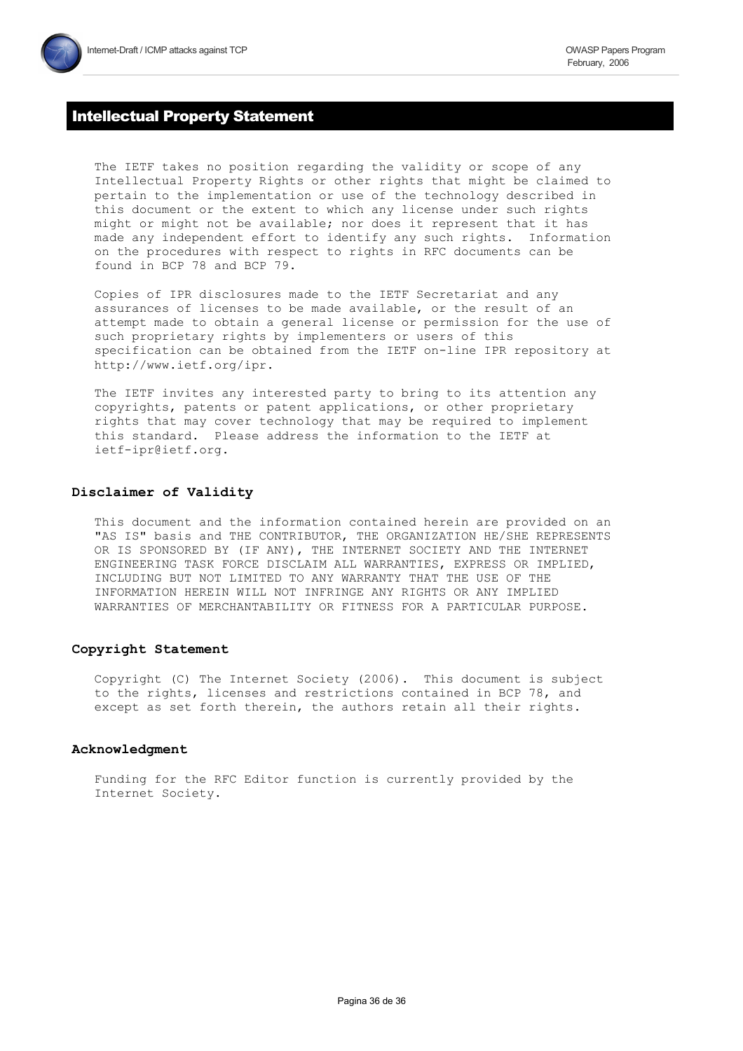## Intellectual Property Statement

The IETF takes no position regarding the validity or scope of any Intellectual Property Rights or other rights that might be claimed to pertain to the implementation or use of the technology described in this document or the extent to which any license under such rights might or might not be available; nor does it represent that it has made any independent effort to identify any such rights. Information on the procedures with respect to rights in RFC documents can be found in BCP 78 and BCP 79.

Copies of IPR disclosures made to the IETF Secretariat and any assurances of licenses to be made available, or the result of an attempt made to obtain a general license or permission for the use of such proprietary rights by implementers or users of this specification can be obtained from the IETF on-line IPR repository at http://www.ietf.org/ipr.

The IETF invites any interested party to bring to its attention any copyrights, patents or patent applications, or other proprietary rights that may cover technology that may be required to implement this standard. Please address the information to the IETF at ietf-ipr@ietf.org.

### Disclaimer of Validity

This document and the information contained herein are provided on an "AS IS" basis and THE CONTRIBUTOR, THE ORGANIZATION HE/SHE REPRESENTS OR IS SPONSORED BY (IF ANY), THE INTERNET SOCIETY AND THE INTERNET ENGINEERING TASK FORCE DISCLAIM ALL WARRANTIES, EXPRESS OR IMPLIED, INCLUDING BUT NOT LIMITED TO ANY WARRANTY THAT THE USE OF THE INFORMATION HEREIN WILL NOT INFRINGE ANY RIGHTS OR ANY IMPLIED WARRANTIES OF MERCHANTABILITY OR FITNESS FOR A PARTICULAR PURPOSE.

### Copyright Statement

Copyright (C) The Internet Society (2006). This document is subject to the rights, licenses and restrictions contained in BCP 78, and except as set forth therein, the authors retain all their rights.

### Acknowledgment

Funding for the RFC Editor function is currently provided by the Internet Society.